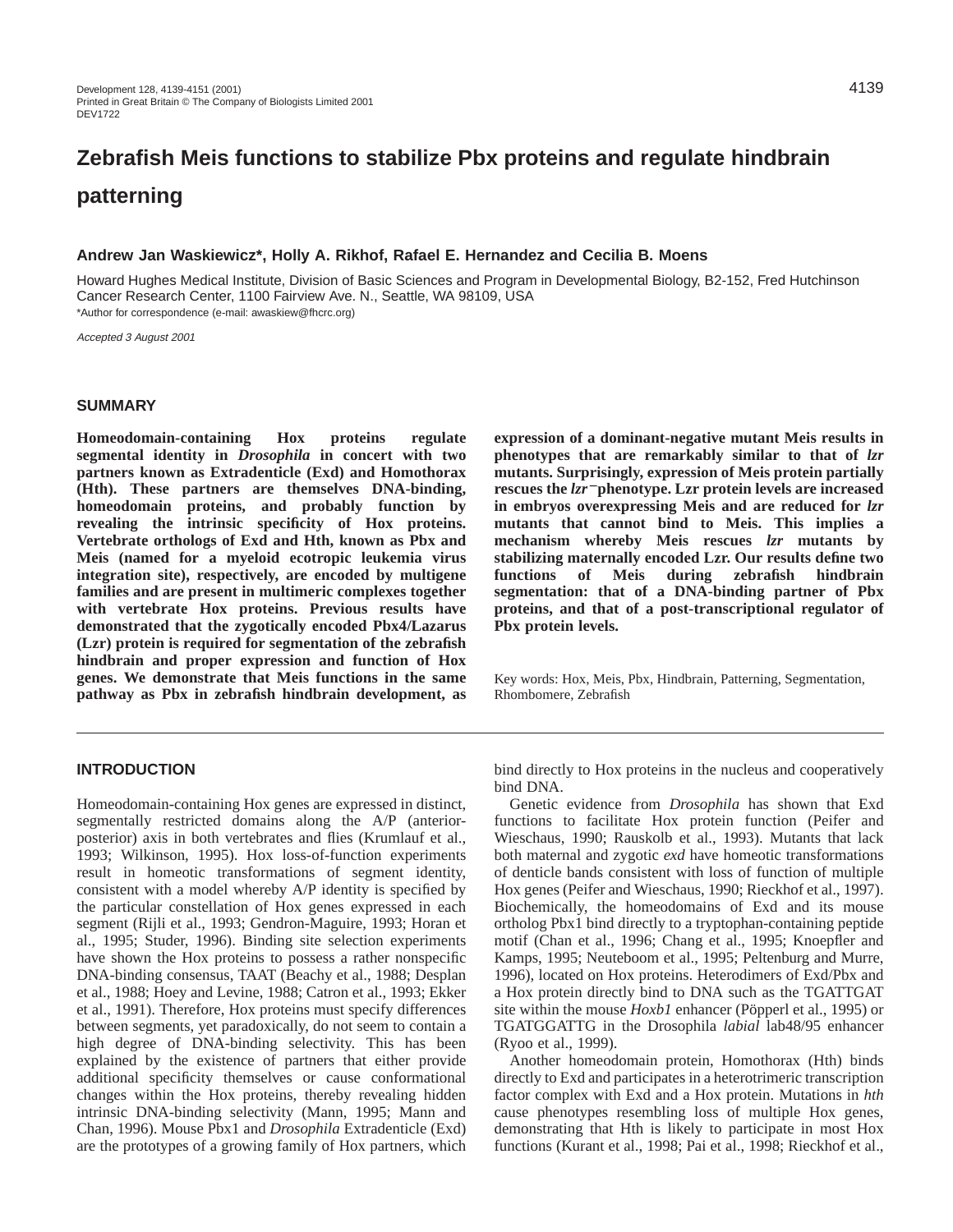# Zebrafish Meis functions to stabilize Pbx proteins and regulate hindbrain patterning

**Andrew Jan Waskiewicz*, Holly A. Rikhof, Rafael E. Hernandez and Cecilia B. Moens**

Howard Hughes Medical Institute, Division of Basic Sciences and Program in Developmental Biology, B2-152, Fred Hutchinson Cancer Research Center, 1100 Fairview Ave. N., Seattle, WA 98109, USA

*Author for correspondence (e-mail: awaskiew@fhcrc.org)

*Accepted 3 August 2001*

## SUMMARY

**Homeodomain-containing Hox proteins regulate segmental identity in *Drosophila* in concert with two partners known as Extradenticle (Exd) and Homothorax (Hth). These partners are themselves DNA-binding, homeodomain proteins, and probably function by revealing the intrinsic specificity of Hox proteins. Vertebrate orthologs of Exd and Hth, known as Pbx and Meis (named for a myeloid ecotropic leukemia virus integration site), respectively, are encoded by multigene families and are present in multimeric complexes together with vertebrate Hox proteins. Previous results have demonstrated that the zygotically encoded Pbx4/Lazarus (Lzr) protein is required for segmentation of the zebrafish hindbrain and proper expression and function of Hox genes. We demonstrate that Meis functions in the same pathway as Pbx in zebrafish hindbrain development, as expression of a dominant-negative mutant Meis results in phenotypes that are remarkably similar to that of *lzr* mutants. Surprisingly, expression of Meis protein partially rescues the *lzr*⁻ phenotype. Lzr protein levels are increased in embryos overexpressing Meis and are reduced for *lzr* mutants that cannot bind to Meis. This implies a mechanism whereby Meis rescues *lzr* mutants by stabilizing maternally encoded Lzr. Our results define two functions of Meis during zebrafish hindbrain segmentation: that of a DNA-binding partner of Pbx proteins, and that of a post-transcriptional regulator of Pbx protein levels.**

Key words: Hox, Meis, Pbx, Hindbrain, Patterning, Segmentation, Rhombomere, Zebrafish

## INTRODUCTION

Homeodomain-containing Hox genes are expressed in distinct, segmentally restricted domains along the A/P (anterior-posterior) axis in both vertebrates and flies (Krumlauf et al., 1993; Wilkinson, 1995). Hox loss-of-function experiments result in homeotic transformations of segment identity, consistent with a model whereby A/P identity is specified by the particular constellation of Hox genes expressed in each segment (Rijli et al., 1993; Gendron-Maguire, 1993; Horan et al., 1995; Studer, 1996). Binding site selection experiments have shown the Hox proteins to possess a rather nonspecific DNA-binding consensus, TAAT (Beachy et al., 1988; Desplan et al., 1988; Hoey and Levine, 1988; Catron et al., 1993; Ekker et al., 1991). Therefore, Hox proteins must specify differences between segments, yet paradoxically, do not seem to contain a high degree of DNA-binding selectivity. This has been explained by the existence of partners that either provide additional specificity themselves or cause conformational changes within the Hox proteins, thereby revealing hidden intrinsic DNA-binding selectivity (Mann, 1995; Mann and Chan, 1996). Mouse Pbx1 and *Drosophila* Extradenticle (Exd) are the prototypes of a growing family of Hox partners, which bind directly to Hox proteins in the nucleus and cooperatively bind DNA.

Genetic evidence from *Drosophila* has shown that Exd functions to facilitate Hox protein function (Peifer and Wieschaus, 1990; Rauskolb et al., 1993). Mutants that lack both maternal and zygotic *exd* have homeotic transformations of denticle bands consistent with loss of function of multiple Hox genes (Peifer and Wieschaus, 1990; Rieckhof et al., 1997). Biochemically, the homeodomains of Exd and its mouse ortholog Pbx1 bind directly to a tryptophan-containing peptide motif (Chan et al., 1996; Chang et al., 1995; Knoepfler and Kamps, 1995; Neuteboom et al., 1995; Peltenburg and Murre, 1996), located on Hox proteins. Heterodimers of Exd/Pbx and a Hox protein directly bind to DNA such as the TGATTGAT site within the mouse *Hoxb1* enhancer (Pöpperl et al., 1995) or TGATGGATTG in the Drosophila *labial* lab48/95 enhancer (Ryoo et al., 1999).

Another homeodomain protein, Homothorax (Hth) binds directly to Exd and participates in a heterotrimeric transcription factor complex with Exd and a Hox protein. Mutations in *hth* cause phenotypes resembling loss of multiple Hox genes, demonstrating that Hth is likely to participate in most Hox functions (Kurant et al., 1998; Pai et al., 1998; Rieckhof et al.,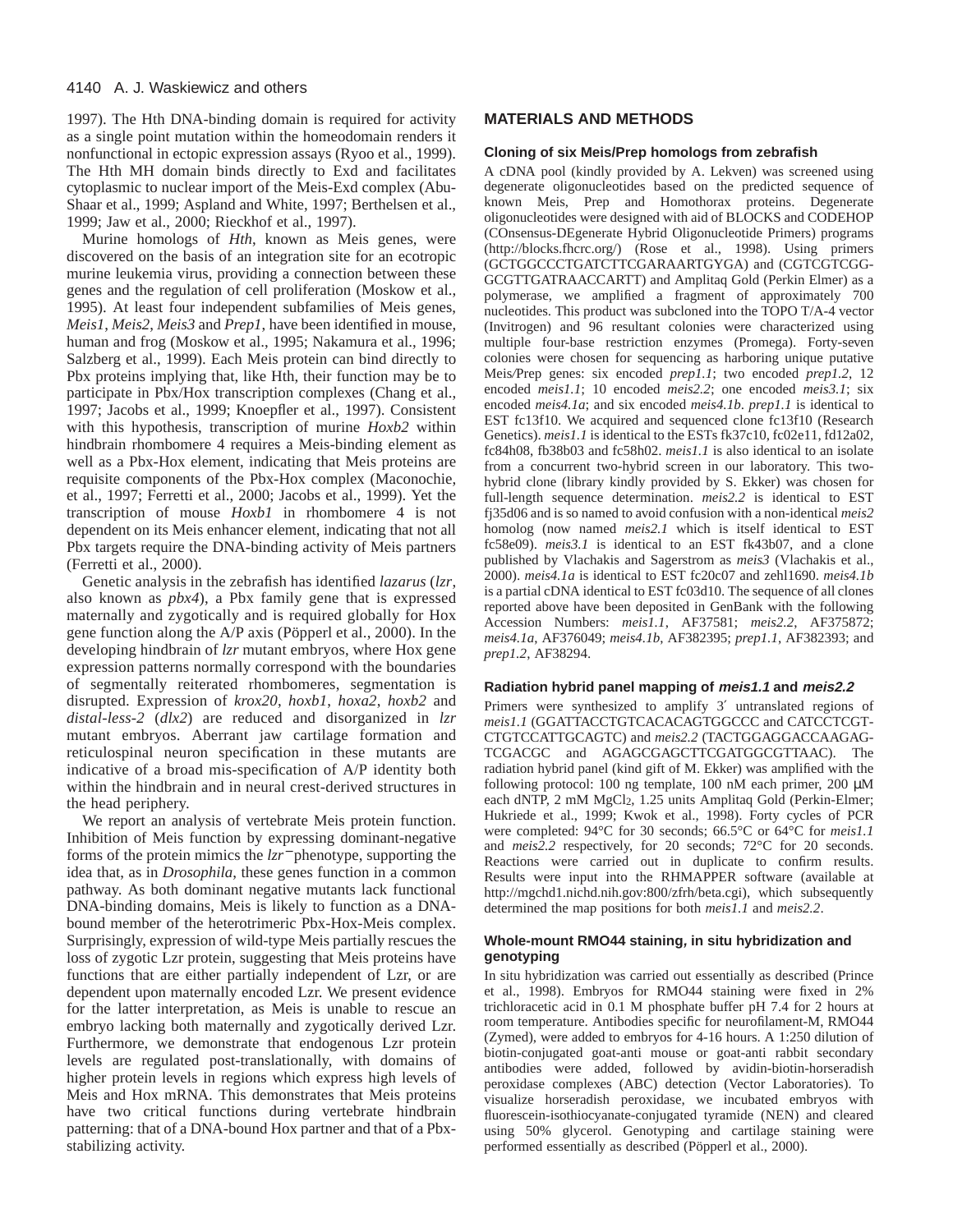1997). The Hth DNA-binding domain is required for activity as a single point mutation within the homeodomain renders it nonfunctional in ectopic expression assays (Ryoo et al., 1999). The Hth MH domain binds directly to Exd and facilitates cytoplasmic to nuclear import of the Meis-Exd complex (Abu-Shaar et al., 1999; Aspland and White, 1997; Berthelsen et al., 1999; Jaw et al., 2000; Rieckhof et al., 1997).

Murine homologs of *Hth*, known as Meis genes, were discovered on the basis of an integration site for an ecotropic murine leukemia virus, providing a connection between these genes and the regulation of cell proliferation (Moskow et al., 1995). At least four independent subfamilies of Meis genes, *Meis1*, *Meis2*, *Meis3* and *Prep1*, have been identified in mouse, human and frog (Moskow et al., 1995; Nakamura et al., 1996; Salzberg et al., 1999). Each Meis protein can bind directly to Pbx proteins implying that, like Hth, their function may be to participate in Pbx/Hox transcription complexes (Chang et al., 1997; Jacobs et al., 1999; Knoepfler et al., 1997). Consistent with this hypothesis, transcription of murine *Hoxb2* within hindbrain rhombomere 4 requires a Meis-binding element as well as a Pbx-Hox element, indicating that Meis proteins are requisite components of the Pbx-Hox complex (Maconochie, et al., 1997; Ferretti et al., 2000; Jacobs et al., 1999). Yet the transcription of mouse *Hoxb1* in rhombomere 4 is not dependent on its Meis enhancer element, indicating that not all Pbx targets require the DNA-binding activity of Meis partners (Ferretti et al., 2000).

Genetic analysis in the zebrafish has identified *lazarus* (*lzr*, also known as *pbx4*), a Pbx family gene that is expressed maternally and zygotically and is required globally for Hox gene function along the A/P axis (Pöpperl et al., 2000). In the developing hindbrain of *lzr* mutant embryos, where Hox gene expression patterns normally correspond with the boundaries of segmentally reiterated rhombomeres, segmentation is disrupted. Expression of *krox20*, *hoxb1*, *hoxa2*, *hoxb2* and *distal-less-2* (*dlx2*) are reduced and disorganized in *lzr* mutant embryos. Aberrant jaw cartilage formation and reticulospinal neuron specification in these mutants are indicative of a broad mis-specification of A/P identity both within the hindbrain and in neural crest-derived structures in the head periphery.

We report an analysis of vertebrate Meis protein function. Inhibition of Meis function by expressing dominant-negative forms of the protein mimics the *lzr*$^{-}$ phenotype, supporting the idea that, as in *Drosophila*, these genes function in a common pathway. As both dominant negative mutants lack functional DNA-binding domains, Meis is likely to function as a DNA-bound member of the heterotrimeric Pbx-Hox-Meis complex. Surprisingly, expression of wild-type Meis partially rescues the loss of zygotic Lzr protein, suggesting that Meis proteins have functions that are either partially independent of Lzr, or are dependent upon maternally encoded Lzr. We present evidence for the latter interpretation, as Meis is unable to rescue an embryo lacking both maternally and zygotically derived Lzr. Furthermore, we demonstrate that endogenous Lzr protein levels are regulated post-translationally, with domains of higher protein levels in regions which express high levels of Meis and Hox mRNA. This demonstrates that Meis proteins have two critical functions during vertebrate hindbrain patterning: that of a DNA-bound Hox partner and that of a Pbx-stabilizing activity.

## MATERIALS AND METHODS

### Cloning of six Meis/Prep homologs from zebrafish

A cDNA pool (kindly provided by A. Lekven) was screened using degenerate oligonucleotides based on the predicted sequence of known Meis, Prep and Homothorax proteins. Degenerate oligonucleotides were designed with aid of BLOCKS and CODEHOP (COnsensus-DEgenerate Hybrid Oligonucleotide Primers) programs (http://blocks.fhcrc.org/) (Rose et al., 1998). Using primers (GCTGGCCCTGATCTTCGARAARTGYGA) and (CGTCGTCGG-GCGTTGATRAACCARTT) and Amplitaq Gold (Perkin Elmer) as a polymerase, we amplified a fragment of approximately 700 nucleotides. This product was subcloned into the TOPO T/A-4 vector (Invitrogen) and 96 resultant colonies were characterized using multiple four-base restriction enzymes (Promega). Forty-seven colonies were chosen for sequencing as harboring unique putative Meis/Prep genes: six encoded *prep1.1*; two encoded *prep1.2*, 12 encoded *meis1.1*; 10 encoded *meis2.2*; one encoded *meis3.1*; six encoded *meis4.1a*; and six encoded *meis4.1b*. *prep1.1* is identical to EST fc13f10. We acquired and sequenced clone fc13f10 (Research Genetics). *meis1.1* is identical to the ESTs fk37c10, fc02e11, fd12a02, fc84h08, fb38b03 and fc58h02. *meis1.1* is also identical to an isolate from a concurrent two-hybrid screen in our laboratory. This two-hybrid clone (library kindly provided by S. Ekker) was chosen for full-length sequence determination. *meis2.2* is identical to EST fj35d06 and is so named to avoid confusion with a non-identical *meis2* homolog (now named *meis2.1* which is itself identical to EST fc58e09). *meis3.1* is identical to an EST fk43b07, and a clone published by Vlachakis and Sagerstrom as *meis3* (Vlachakis et al., 2000). *meis4.1a* is identical to EST fc20c07 and zehl1690. *meis4.1b* is a partial cDNA identical to EST fc03d10. The sequence of all clones reported above have been deposited in GenBank with the following Accession Numbers: *meis1.1*, AF37581; *meis2.2*, AF375872; *meis4.1a*, AF376049; *meis4.1b*, AF382395; *prep1.1*, AF382393; and *prep1.2*, AF38294.

### Radiation hybrid panel mapping of *meis1.1* and *meis2.2*

Primers were synthesized to amplify 3′ untranslated regions of *meis1.1* (GGATTACCTGTCACACAGTGGCCC and CATCCTCGT-CTGTCCATTGCAGTC) and *meis2.2* (TACTGGAGGACCAAGAG-TCGACGC and AGAGCGAGCTTCGATGGCGTTAAC). The radiation hybrid panel (kind gift of M. Ekker) was amplified with the following protocol: 100 ng template, 100 nM each primer, 200 μM each dNTP, 2 mM $MgCl_2$, 1.25 units Amplitaq Gold (Perkin-Elmer; Hukriede et al., 1999; Kwok et al., 1998). Forty cycles of PCR were completed: 94°C for 30 seconds; 66.5°C or 64°C for *meis1.1* and *meis2.2* respectively, for 20 seconds; 72°C for 20 seconds. Reactions were carried out in duplicate to confirm results. Results were input into the RHMAPPER software (available at http://mgchd1.nichd.nih.gov:800/zfrh/beta.cgi), which subsequently determined the map positions for both *meis1.1* and *meis2.2*.

### Whole-mount RMO44 staining, in situ hybridization and genotyping

In situ hybridization was carried out essentially as described (Prince et al., 1998). Embryos for RMO44 staining were fixed in 2% trichloracetic acid in 0.1 M phosphate buffer pH 7.4 for 2 hours at room temperature. Antibodies specific for neurofilament-M, RMO44 (Zymed), were added to embryos for 4-16 hours. A 1:250 dilution of biotin-conjugated goat-anti mouse or goat-anti rabbit secondary antibodies were added, followed by avidin-biotin-horseradish peroxidase complexes (ABC) detection (Vector Laboratories). To visualize horseradish peroxidase, we incubated embryos with fluorescein-isothiocyanate-conjugated tyramide (NEN) and cleared using 50% glycerol. Genotyping and cartilage staining were performed essentially as described (Pöpperl et al., 2000).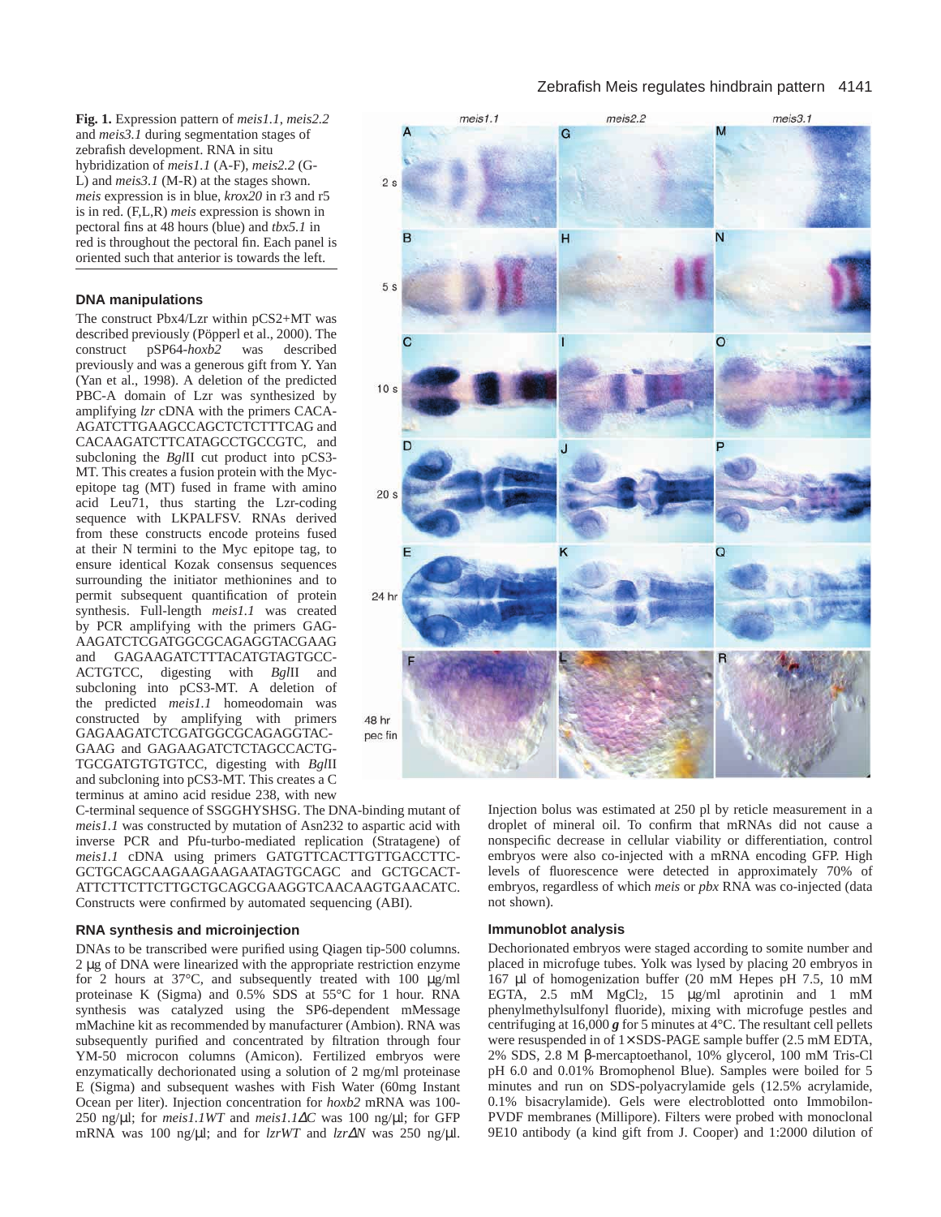**Fig. 1.** Expression pattern of *meis1.1*, *meis2.2* and *meis3.1* during segmentation stages of zebrafish development. RNA in situ hybridization of *meis1.1* (A-F), *meis2.2* (G-L) and *meis3.1* (M-R) at the stages shown. *meis* expression is in blue, *krox20* in r3 and r5 is in red. (F,L,R) *meis* expression is shown in pectoral fins at 48 hours (blue) and *tbx5.1* in red is throughout the pectoral fin. Each panel is oriented such that anterior is towards the left.

### DNA manipulations

The construct Pbx4/Lzr within pCS2+MT was described previously (Pöpperl et al., 2000). The construct pSP64-*hoxb2* was described previously and was a generous gift from Y. Yan (Yan et al., 1998). A deletion of the predicted PBC-A domain of Lzr was synthesized by amplifying *lzr* cDNA with the primers CACA-AGATCTTGAAGCCAGCTCTCTTTCAG and CACAAGATCTTCATAGCCTGCCGTC, and subcloning the *Bgl*II cut product into pCS3-MT. This creates a fusion protein with the Myc-epitope tag (MT) fused in frame with amino acid Leu71, thus starting the Lzr-coding sequence with LKPALFSV. RNAs derived from these constructs encode proteins fused at their N termini to the Myc epitope tag, to ensure identical Kozak consensus sequences surrounding the initiator methionines and to permit subsequent quantification of protein synthesis. Full-length *meis1.1* was created by PCR amplifying with the primers GAG-AAGATCTCGATGGCGCAGAGGTACGAAG and GAGAAGATCTTTACATGTAGTGCC-ACTGTCC, digesting with *Bgl*II and subcloning into pCS3-MT. A deletion of the predicted *meis1.1* homeodomain was constructed by amplifying with primers GAGAAGATCTCGATGGCGCAGAGGTAC-GAAG and GAGAAGATCTCTAGCCACTG-TGCGATGTGTGTCC, digesting with *Bgl*II and subcloning into pCS3-MT. This creates a C terminus at amino acid residue 238, with new C-terminal sequence of SSGGHYSHSG. The DNA-binding mutant of *meis1.1* was constructed by mutation of Asn232 to aspartic acid with inverse PCR and Pfu-turbo-mediated replication (Stratagene) of *meis1.1* cDNA using primers GATGTTCACTTGTTGACCTTC-GCTGCAGCAAGAAGAAGAATAGTGCAGC and GCTGCACT-ATTCTTCTTCTTGCTGCAGCGAAGGTCAACAAGTGAACATC. Constructs were confirmed by automated sequencing (ABI).

### RNA synthesis and microinjection

DNAs to be transcribed were purified using Qiagen tip-500 columns. 2 μg of DNA were linearized with the appropriate restriction enzyme for 2 hours at 37°C, and subsequently treated with 100 μg/ml proteinase K (Sigma) and 0.5% SDS at 55°C for 1 hour. RNA synthesis was catalyzed using the SP6-dependent mMessage mMachine kit as recommended by manufacturer (Ambion). RNA was subsequently purified and concentrated by filtration through four YM-50 microcon columns (Amicon). Fertilized embryos were enzymatically dechorionated using a solution of 2 mg/ml proteinase E (Sigma) and subsequent washes with Fish Water (60mg Instant Ocean per liter). Injection concentration for *hoxb2* mRNA was 100-250 ng/μl; for *meis1.1WT* and *meis1.1ΔC* was 100 ng/μl; for GFP mRNA was 100 ng/μl; and for *lzrWT* and *lzrΔN* was 250 ng/μl. Injection bolus was estimated at 250 pl by reticle measurement in a droplet of mineral oil. To confirm that mRNAs did not cause a nonspecific decrease in cellular viability or differentiation, control embryos were also co-injected with a mRNA encoding GFP. High levels of fluorescence were detected in approximately 70% of embryos, regardless of which *meis* or *pbx* RNA was co-injected (data not shown).

### Immunoblot analysis

Dechorionated embryos were staged according to somite number and placed in microfuge tubes. Yolk was lysed by placing 20 embryos in 167 μl of homogenization buffer (20 mM Hepes pH 7.5, 10 mM EGTA, 2.5 mM $MgCl_2$, 15 μg/ml aprotinin and 1 mM phenylmethylsulfonyl fluoride), mixing with microfuge pestles and centrifuging at 16,000 ***g*** for 5 minutes at 4°C. The resultant cell pellets were resuspended in of 1× SDS-PAGE sample buffer (2.5 mM EDTA, 2% SDS, 2.8 M β-mercaptoethanol, 10% glycerol, 100 mM Tris-Cl pH 6.0 and 0.01% Bromophenol Blue). Samples were boiled for 5 minutes and run on SDS-polyacrylamide gels (12.5% acrylamide, 0.1% bisacrylamide). Gels were electroblotted onto Immobilon-PVDF membranes (Millipore). Filters were probed with monoclonal 9E10 antibody (a kind gift from J. Cooper) and 1:2000 dilution of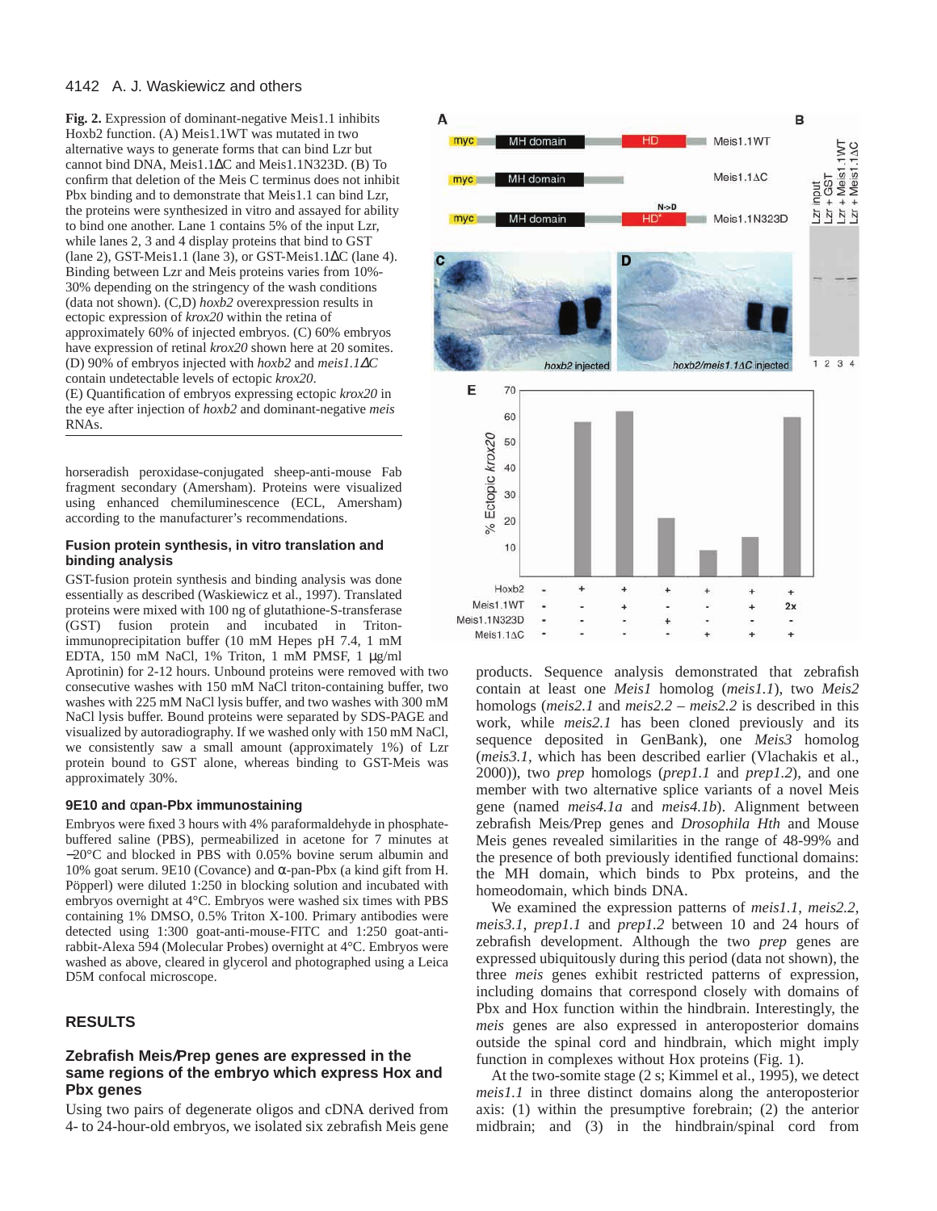**Fig. 2.** Expression of dominant-negative Meis1.1 inhibits Hoxb2 function. (A) Meis1.1WT was mutated in two alternative ways to generate forms that can bind Lzr but cannot bind DNA, Meis1.1ΔC and Meis1.1N323D. (B) To confirm that deletion of the Meis C terminus does not inhibit Pbx binding and to demonstrate that Meis1.1 can bind Lzr, the proteins were synthesized in vitro and assayed for ability to bind one another. Lane 1 contains 5% of the input Lzr, while lanes 2, 3 and 4 display proteins that bind to GST (lane 2), GST-Meis1.1 (lane 3), or GST-Meis1.1ΔC (lane 4). Binding between Lzr and Meis proteins varies from 10%-30% depending on the stringency of the wash conditions (data not shown). (C,D) *hoxb2* overexpression results in ectopic expression of *krox20* within the retina of approximately 60% of injected embryos. (C) 60% embryos have expression of retinal *krox20* shown here at 20 somites. (D) 90% of embryos injected with *hoxb2* and *meis1.1ΔC* contain undetectable levels of ectopic *krox20*. (E) Quantification of embryos expressing ectopic *krox20* in the eye after injection of *hoxb2* and dominant-negative *meis* RNAs.

horseradish peroxidase-conjugated sheep-anti-mouse Fab fragment secondary (Amersham). Proteins were visualized using enhanced chemiluminescence (ECL, Amersham) according to the manufacturer's recommendations.

### Fusion protein synthesis, in vitro translation and binding analysis

GST-fusion protein synthesis and binding analysis was done essentially as described (Waskiewicz et al., 1997). Translated proteins were mixed with 100 ng of glutathione-S-transferase (GST) fusion protein and incubated in Triton-immunoprecipitation buffer (10 mM Hepes pH 7.4, 1 mM EDTA, 150 mM NaCl, 1% Triton, 1 mM PMSF, 1 μg/ml Aprotinin) for 2-12 hours. Unbound proteins were removed with two consecutive washes with 150 mM NaCl triton-containing buffer, two washes with 225 mM NaCl lysis buffer, and two washes with 300 mM NaCl lysis buffer. Bound proteins were separated by SDS-PAGE and visualized by autoradiography. If we washed only with 150 mM NaCl, we consistently saw a small amount (approximately 1%) of Lzr protein bound to GST alone, whereas binding to GST-Meis was approximately 30%.

### 9E10 and αpan-Pbx immunostaining

Embryos were fixed 3 hours with 4% paraformaldehyde in phosphate-buffered saline (PBS), permeabilized in acetone for 7 minutes at −20°C and blocked in PBS with 0.05% bovine serum albumin and 10% goat serum. 9E10 (Covance) and α-pan-Pbx (a kind gift from H. Pöpperl) were diluted 1:250 in blocking solution and incubated with embryos overnight at 4°C. Embryos were washed six times with PBS containing 1% DMSO, 0.5% Triton X-100. Primary antibodies were detected using 1:300 goat-anti-mouse-FITC and 1:250 goat-anti-rabbit-Alexa 594 (Molecular Probes) overnight at 4°C. Embryos were washed as above, cleared in glycerol and photographed using a Leica D5M confocal microscope.

## RESULTS

### Zebrafish Meis/Prep genes are expressed in the same regions of the embryo which express Hox and Pbx genes

Using two pairs of degenerate oligos and cDNA derived from 4- to 24-hour-old embryos, we isolated six zebrafish Meis gene products. Sequence analysis demonstrated that zebrafish contain at least one *Meis1* homolog (*meis1.1*), two *Meis2* homologs (*meis2.1* and *meis2.2* – *meis2.2* is described in this work, while *meis2.1* has been cloned previously and its sequence deposited in GenBank), one *Meis3* homolog (*meis3.1*, which has been described earlier (Vlachakis et al., 2000)), two *prep* homologs (*prep1.1* and *prep1.2*), and one member with two alternative splice variants of a novel Meis gene (named *meis4.1a* and *meis4.1b*). Alignment between zebrafish Meis/Prep genes and *Drosophila Hth* and Mouse Meis genes revealed similarities in the range of 48-99% and the presence of both previously identified functional domains: the MH domain, which binds to Pbx proteins, and the homeodomain, which binds DNA.

We examined the expression patterns of *meis1.1*, *meis2.2*, *meis3.1*, *prep1.1* and *prep1.2* between 10 and 24 hours of zebrafish development. Although the two *prep* genes are expressed ubiquitously during this period (data not shown), the three *meis* genes exhibit restricted patterns of expression, including domains that correspond closely with domains of Pbx and Hox function within the hindbrain. Interestingly, the *meis* genes are also expressed in anteroposterior domains outside the spinal cord and hindbrain, which might imply function in complexes without Hox proteins (Fig. 1).

At the two-somite stage (2 s; Kimmel et al., 1995), we detect *meis1.1* in three distinct domains along the anteroposterior axis: (1) within the presumptive forebrain; (2) the anterior midbrain; and (3) in the hindbrain/spinal cord from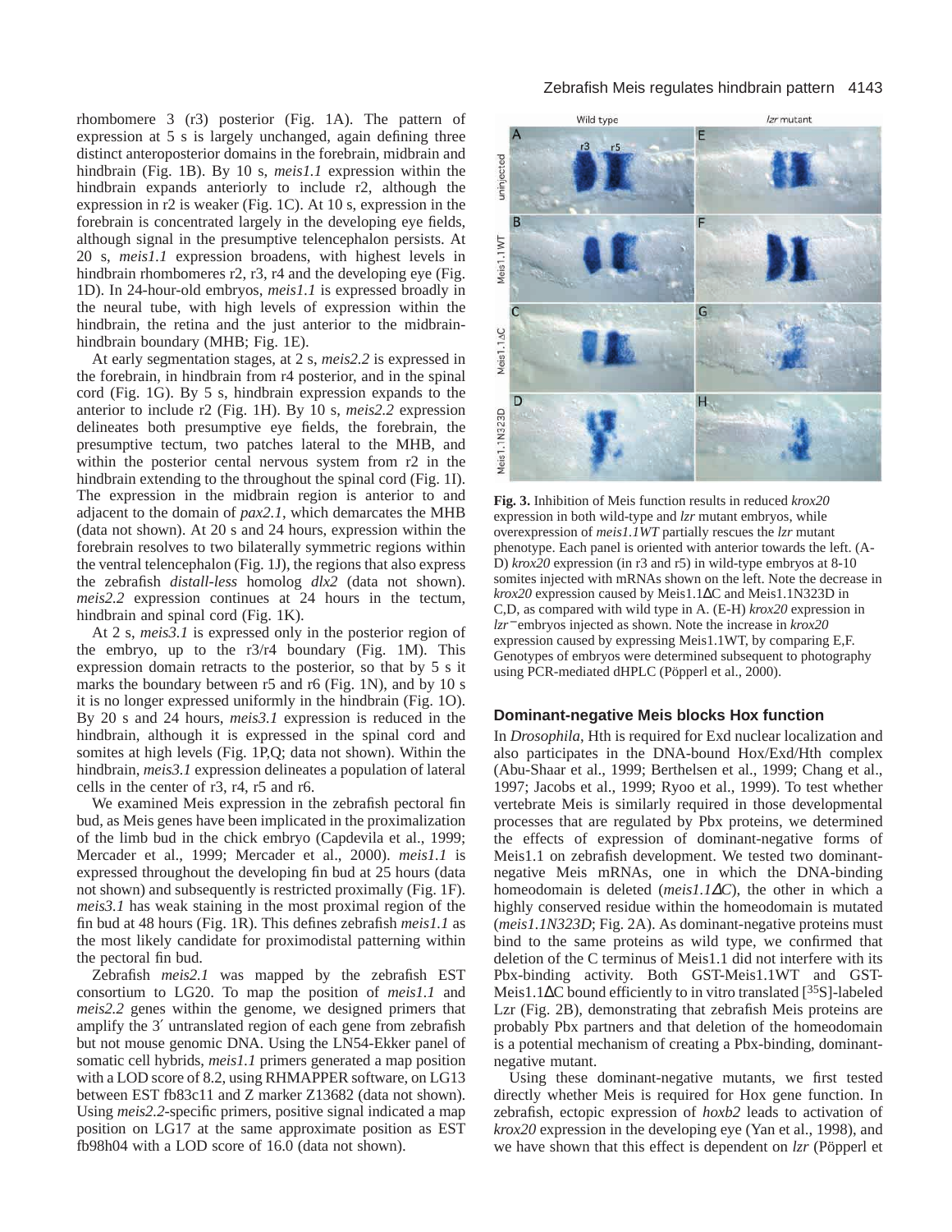rhombomere 3 (r3) posterior (Fig. 1A). The pattern of expression at 5 s is largely unchanged, again defining three distinct anteroposterior domains in the forebrain, midbrain and hindbrain (Fig. 1B). By 10 s, *meis1.1* expression within the hindbrain expands anteriorly to include r2, although the expression in r2 is weaker (Fig. 1C). At 10 s, expression in the forebrain is concentrated largely in the developing eye fields, although signal in the presumptive telencephalon persists. At 20 s, *meis1.1* expression broadens, with highest levels in hindbrain rhombomeres r2, r3, r4 and the developing eye (Fig. 1D). In 24-hour-old embryos, *meis1.1* is expressed broadly in the neural tube, with high levels of expression within the hindbrain, the retina and the just anterior to the midbrain-hindbrain boundary (MHB; Fig. 1E).

At early segmentation stages, at 2 s, *meis2.2* is expressed in the forebrain, in hindbrain from r4 posterior, and in the spinal cord (Fig. 1G). By 5 s, hindbrain expression expands to the anterior to include r2 (Fig. 1H). By 10 s, *meis2.2* expression delineates both presumptive eye fields, the forebrain, the presumptive tectum, two patches lateral to the MHB, and within the posterior cental nervous system from r2 in the hindbrain extending to the throughout the spinal cord (Fig. 1I). The expression in the midbrain region is anterior to and adjacent to the domain of *pax2.1*, which demarcates the MHB (data not shown). At 20 s and 24 hours, expression within the forebrain resolves to two bilaterally symmetric regions within the ventral telencephalon (Fig. 1J), the regions that also express the zebrafish *distall-less* homolog *dlx2* (data not shown). *meis2.2* expression continues at 24 hours in the tectum, hindbrain and spinal cord (Fig. 1K).

At 2 s, *meis3.1* is expressed only in the posterior region of the embryo, up to the r3/r4 boundary (Fig. 1M). This expression domain retracts to the posterior, so that by 5 s it marks the boundary between r5 and r6 (Fig. 1N), and by 10 s it is no longer expressed uniformly in the hindbrain (Fig. 1O). By 20 s and 24 hours, *meis3.1* expression is reduced in the hindbrain, although it is expressed in the spinal cord and somites at high levels (Fig. 1P,Q; data not shown). Within the hindbrain, *meis3.1* expression delineates a population of lateral cells in the center of r3, r4, r5 and r6.

We examined Meis expression in the zebrafish pectoral fin bud, as Meis genes have been implicated in the proximalization of the limb bud in the chick embryo (Capdevila et al., 1999; Mercader et al., 1999; Mercader et al., 2000). *meis1.1* is expressed throughout the developing fin bud at 25 hours (data not shown) and subsequently is restricted proximally (Fig. 1F). *meis3.1* has weak staining in the most proximal region of the fin bud at 48 hours (Fig. 1R). This defines zebrafish *meis1.1* as the most likely candidate for proximodistal patterning within the pectoral fin bud.

Zebrafish *meis2.1* was mapped by the zebrafish EST consortium to LG20. To map the position of *meis1.1* and *meis2.2* genes within the genome, we designed primers that amplify the 3′ untranslated region of each gene from zebrafish but not mouse genomic DNA. Using the LN54-Ekker panel of somatic cell hybrids, *meis1.1* primers generated a map position with a LOD score of 8.2, using RHMAPPER software, on LG13 between EST fb83c11 and Z marker Z13682 (data not shown). Using *meis2.2*-specific primers, positive signal indicated a map position on LG17 at the same approximate position as EST fb98h04 with a LOD score of 16.0 (data not shown).

**Fig. 3.** Inhibition of Meis function results in reduced *krox20* expression in both wild-type and *lzr* mutant embryos, while overexpression of *meis1.1WT* partially rescues the *lzr* mutant phenotype. Each panel is oriented with anterior towards the left. (A-D) *krox20* expression (in r3 and r5) in wild-type embryos at 8-10 somites injected with mRNAs shown on the left. Note the decrease in *krox20* expression caused by Meis1.1ΔC and Meis1.1N323D in C,D, as compared with wild type in A. (E-H) *krox20* expression in *lzr*⁻ embryos injected as shown. Note the increase in *krox20* expression caused by expressing Meis1.1WT, by comparing E,F. Genotypes of embryos were determined subsequent to photography using PCR-mediated dHPLC (Pöpperl et al., 2000).

### Dominant-negative Meis blocks Hox function

In *Drosophila*, Hth is required for Exd nuclear localization and also participates in the DNA-bound Hox/Exd/Hth complex (Abu-Shaar et al., 1999; Berthelsen et al., 1999; Chang et al., 1997; Jacobs et al., 1999; Ryoo et al., 1999). To test whether vertebrate Meis is similarly required in those developmental processes that are regulated by Pbx proteins, we determined the effects of expression of dominant-negative forms of Meis1.1 on zebrafish development. We tested two dominant-negative Meis mRNAs, one in which the DNA-binding homeodomain is deleted (*meis1.1ΔC*), the other in which a highly conserved residue within the homeodomain is mutated (*meis1.1N323D*; Fig. 2A). As dominant-negative proteins must bind to the same proteins as wild type, we confirmed that deletion of the C terminus of Meis1.1 did not interfere with its Pbx-binding activity. Both GST-Meis1.1WT and GST-Meis1.1ΔC bound efficiently to in vitro translated [$^{35}$S]-labeled Lzr (Fig. 2B), demonstrating that zebrafish Meis proteins are probably Pbx partners and that deletion of the homeodomain is a potential mechanism of creating a Pbx-binding, dominant-negative mutant.

Using these dominant-negative mutants, we first tested directly whether Meis is required for Hox gene function. In zebrafish, ectopic expression of *hoxb2* leads to activation of *krox20* expression in the developing eye (Yan et al., 1998), and we have shown that this effect is dependent on *lzr* (Pöpperl et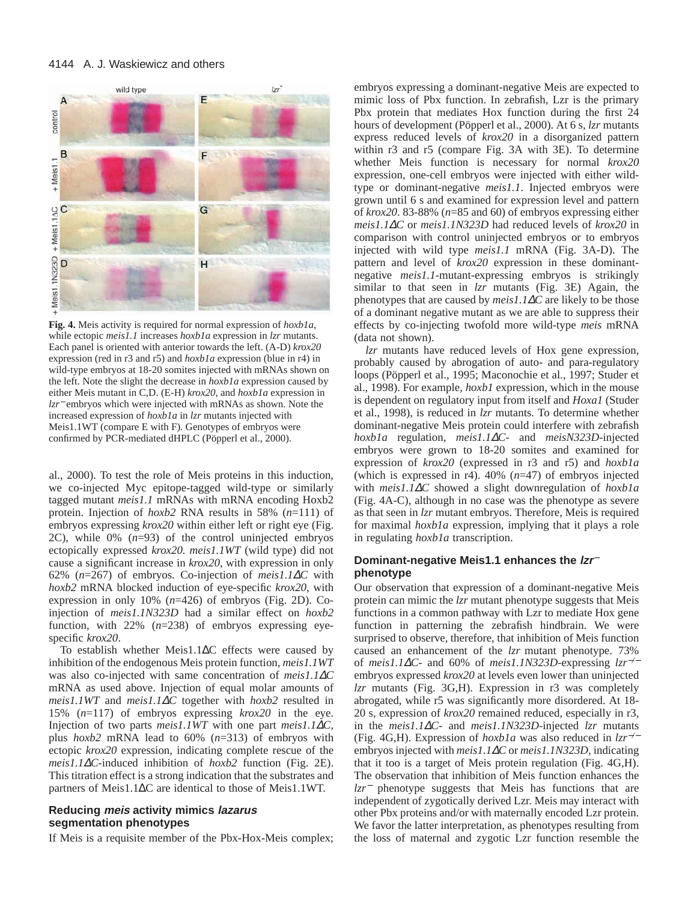**Fig. 4.** Meis activity is required for normal expression of *hoxb1a*, while ectopic *meis1.1* increases *hoxb1a* expression in *lzr* mutants. Each panel is oriented with anterior towards the left. (A-D) *krox20* expression (red in r3 and r5) and *hoxb1a* expression (blue in r4) in wild-type embryos at 18-20 somites injected with mRNAs shown on the left. Note the slight the decrease in *hoxb1a* expression caused by either Meis mutant in C,D. (E-H) *krox20*, and *hoxb1a* expression in *lzr*⁻ embryos which were injected with mRNAs as shown. Note the increased expression of *hoxb1a* in *lzr* mutants injected with Meis1.1WT (compare E with F). Genotypes of embryos were confirmed by PCR-mediated dHPLC (Pöpperl et al., 2000).

al., 2000). To test the role of Meis proteins in this induction, we co-injected Myc epitope-tagged wild-type or similarly tagged mutant *meis1.1* mRNAs with mRNA encoding Hoxb2 protein. Injection of *hoxb2* RNA results in 58% (*n*=111) of embryos expressing *krox20* within either left or right eye (Fig. 2C), while 0% (*n*=93) of the control uninjected embryos ectopically expressed *krox20*. *meis1.1WT* (wild type) did not cause a significant increase in *krox20*, with expression in only 62% (*n*=267) of embryos. Co-injection of *meis1.1ΔC* with *hoxb2* mRNA blocked induction of eye-specific *krox20*, with expression in only 10% (*n*=426) of embryos (Fig. 2D). Co-injection of *meis1.1N323D* had a similar effect on *hoxb2* function, with 22% (*n*=238) of embryos expressing eye-specific *krox20*.

To establish whether Meis1.1ΔC effects were caused by inhibition of the endogenous Meis protein function, *meis1.1WT* was also co-injected with same concentration of *meis1.1ΔC* mRNA as used above. Injection of equal molar amounts of *meis1.1WT* and *meis1.1ΔC* together with *hoxb2* resulted in 15% (*n*=117) of embryos expressing *krox20* in the eye. Injection of two parts *meis1.1WT* with one part *meis1.1ΔC*, plus *hoxb2* mRNA lead to 60% (*n*=313) of embryos with ectopic *krox20* expression, indicating complete rescue of the *meis1.1ΔC*-induced inhibition of *hoxb2* function (Fig. 2E). This titration effect is a strong indication that the substrates and partners of Meis1.1ΔC are identical to those of Meis1.1WT.

### Reducing *meis* activity mimics *lazarus* segmentation phenotypes

If Meis is a requisite member of the Pbx-Hox-Meis complex; embryos expressing a dominant-negative Meis are expected to mimic loss of Pbx function. In zebrafish, Lzr is the primary Pbx protein that mediates Hox function during the first 24 hours of development (Pöpperl et al., 2000). At 6 s, *lzr* mutants express reduced levels of *krox20* in a disorganized pattern within r3 and r5 (compare Fig. 3A with 3E). To determine whether Meis function is necessary for normal *krox20* expression, one-cell embryos were injected with either wild-type or dominant-negative *meis1.1*. Injected embryos were grown until 6 s and examined for expression level and pattern of *krox20*. 83-88% (*n*=85 and 60) of embryos expressing either *meis1.1ΔC* or *meis1.1N323D* had reduced levels of *krox20* in comparison with control uninjected embryos or to embryos injected with wild type *meis1.1* mRNA (Fig. 3A-D). The pattern and level of *krox20* expression in these dominant-negative *meis1.1*-mutant-expressing embryos is strikingly similar to that seen in *lzr* mutants (Fig. 3E) Again, the phenotypes that are caused by *meis1.1ΔC* are likely to be those of a dominant negative mutant as we are able to suppress their effects by co-injecting twofold more wild-type *meis* mRNA (data not shown).

*lzr* mutants have reduced levels of Hox gene expression, probably caused by abrogation of auto- and para-regulatory loops (Pöpperl et al., 1995; Maconochie et al., 1997; Studer et al., 1998). For example, *hoxb1* expression, which in the mouse is dependent on regulatory input from itself and *Hoxa1* (Studer et al., 1998), is reduced in *lzr* mutants. To determine whether dominant-negative Meis protein could interfere with zebrafish *hoxb1a* regulation, *meis1.1ΔC*- and *meisN323D*-injected embryos were grown to 18-20 somites and examined for expression of *krox20* (expressed in r3 and r5) and *hoxb1a* (which is expressed in r4). 40% (*n*=47) of embryos injected with *meis1.1ΔC* showed a slight downregulation of *hoxb1a* (Fig. 4A-C), although in no case was the phenotype as severe as that seen in *lzr* mutant embryos. Therefore, Meis is required for maximal *hoxb1a* expression, implying that it plays a role in regulating *hoxb1a* transcription.

### Dominant-negative Meis1.1 enhances the *lzr*⁻ phenotype

Our observation that expression of a dominant-negative Meis protein can mimic the *lzr* mutant phenotype suggests that Meis functions in a common pathway with Lzr to mediate Hox gene function in patterning the zebrafish hindbrain. We were surprised to observe, therefore, that inhibition of Meis function caused an enhancement of the *lzr* mutant phenotype. 73% of *meis1.1ΔC*- and 60% of *meis1.1N323D*-expressing *lzr*⁻/⁻ embryos expressed *krox20* at levels even lower than uninjected *lzr* mutants (Fig. 3G,H). Expression in r3 was completely abrogated, while r5 was significantly more disordered. At 18-20 s, expression of *krox20* remained reduced, especially in r3, in the *meis1.1ΔC*- and *meis1.1N323D*-injected *lzr* mutants (Fig. 4G,H). Expression of *hoxb1a* was also reduced in *lzr*⁻/⁻ embryos injected with *meis1.1ΔC* or *meis1.1N323D*, indicating that it too is a target of Meis protein regulation (Fig. 4G,H). The observation that inhibition of Meis function enhances the *lzr*⁻ phenotype suggests that Meis has functions that are independent of zygotically derived Lzr. Meis may interact with other Pbx proteins and/or with maternally encoded Lzr protein. We favor the latter interpretation, as phenotypes resulting from the loss of maternal and zygotic Lzr function resemble the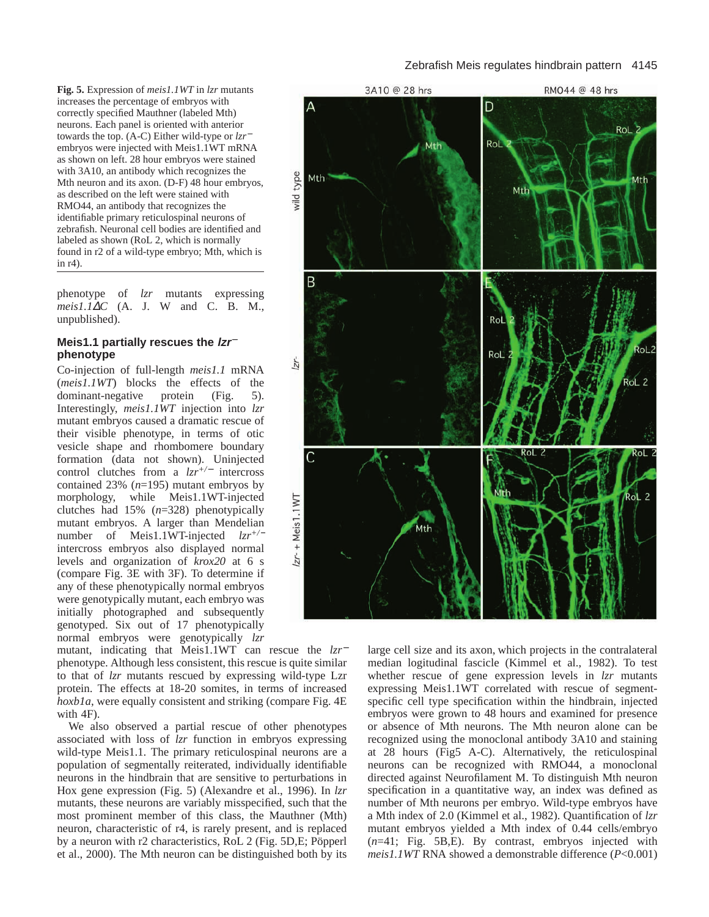**Fig. 5.** Expression of *meis1.1WT* in *lzr* mutants increases the percentage of embryos with correctly specified Mauthner (labeled Mth) neurons. Each panel is oriented with anterior towards the top. (A-C) Either wild-type or $lzr^{-}$ embryos were injected with Meis1.1WT mRNA as shown on left. 28 hour embryos were stained with 3A10, an antibody which recognizes the Mth neuron and its axon. (D-F) 48 hour embryos, as described on the left were stained with RMO44, an antibody that recognizes the identifiable primary reticulospinal neurons of zebrafish. Neuronal cell bodies are identified and labeled as shown (RoL 2, which is normally found in r2 of a wild-type embryo; Mth, which is in r4).

phenotype of *lzr* mutants expressing *meis1.1ΔC* (A. J. W and C. B. M., unpublished).

### Meis1.1 partially rescues the $lzr^{-}$ phenotype

Co-injection of full-length *meis1.1* mRNA (*meis1.1WT*) blocks the effects of the dominant-negative protein (Fig. 5). Interestingly, *meis1.1WT* injection into *lzr* mutant embryos caused a dramatic rescue of their visible phenotype, in terms of otic vesicle shape and rhombomere boundary formation (data not shown). Uninjected control clutches from a $lzr^{+/-}$ intercross contained 23% (*n*=195) mutant embryos by morphology, while Meis1.1WT-injected clutches had 15% (*n*=328) phenotypically mutant embryos. A larger than Mendelian number of Meis1.1WT-injected $lzr^{+/-}$ intercross embryos also displayed normal levels and organization of *krox20* at 6 s (compare Fig. 3E with 3F). To determine if any of these phenotypically normal embryos were genotypically mutant, each embryo was initially photographed and subsequently genotyped. Six out of 17 phenotypically normal embryos were genotypically *lzr* mutant, indicating that Meis1.1WT can rescue the $lzr^{-}$ phenotype. Although less consistent, this rescue is quite similar to that of *lzr* mutants rescued by expressing wild-type Lzr protein. The effects at 18-20 somites, in terms of increased *hoxb1a*, were equally consistent and striking (compare Fig. 4E with 4F).

We also observed a partial rescue of other phenotypes associated with loss of *lzr* function in embryos expressing wild-type Meis1.1. The primary reticulospinal neurons are a population of segmentally reiterated, individually identifiable neurons in the hindbrain that are sensitive to perturbations in Hox gene expression (Fig. 5) (Alexandre et al., 1996). In *lzr* mutants, these neurons are variably misspecified, such that the most prominent member of this class, the Mauthner (Mth) neuron, characteristic of r4, is rarely present, and is replaced by a neuron with r2 characteristics, RoL 2 (Fig. 5D,E; Pöpperl et al., 2000). The Mth neuron can be distinguished both by its large cell size and its axon, which projects in the contralateral median logitudinal fascicle (Kimmel et al., 1982). To test whether rescue of gene expression levels in *lzr* mutants expressing Meis1.1WT correlated with rescue of segment-specific cell type specification within the hindbrain, injected embryos were grown to 48 hours and examined for presence or absence of Mth neurons. The Mth neuron alone can be recognized using the monoclonal antibody 3A10 and staining at 28 hours (Fig5 A-C). Alternatively, the reticulospinal neurons can be recognized with RMO44, a monoclonal directed against Neurofilament M. To distinguish Mth neuron specification in a quantitative way, an index was defined as number of Mth neurons per embryo. Wild-type embryos have a Mth index of 2.0 (Kimmel et al., 1982). Quantification of *lzr* mutant embryos yielded a Mth index of 0.44 cells/embryo (*n*=41; Fig. 5B,E). By contrast, embryos injected with *meis1.1WT* RNA showed a demonstrable difference ($P<0.001$)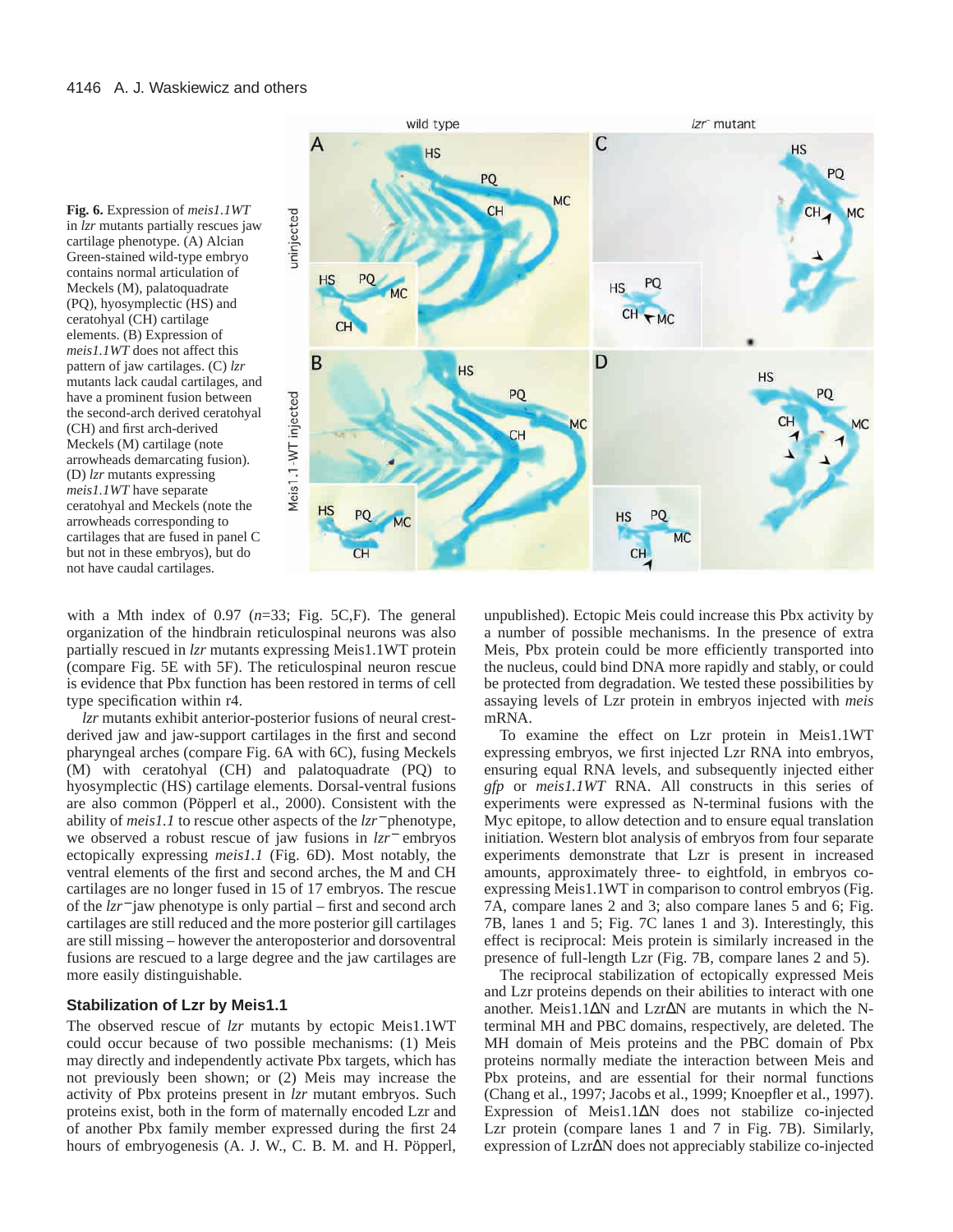**Fig. 6.** Expression of *meis1.1WT* in *lzr* mutants partially rescues jaw cartilage phenotype. (A) Alcian Green-stained wild-type embryo contains normal articulation of Meckels (M), palatoquadrate (PQ), hyosymplectic (HS) and ceratohyal (CH) cartilage elements. (B) Expression of *meis1.1WT* does not affect this pattern of jaw cartilages. (C) *lzr* mutants lack caudal cartilages, and have a prominent fusion between the second-arch derived ceratohyal (CH) and first arch-derived Meckels (M) cartilage (note arrowheads demarcating fusion). (D) *lzr* mutants expressing *meis1.1WT* have separate ceratohyal and Meckels (note the arrowheads corresponding to cartilages that are fused in panel C but not in these embryos), but do not have caudal cartilages.

with a Mth index of 0.97 (*n*=33; Fig. 5C,F). The general organization of the hindbrain reticulospinal neurons was also partially rescued in *lzr* mutants expressing Meis1.1WT protein (compare Fig. 5E with 5F). The reticulospinal neuron rescue is evidence that Pbx function has been restored in terms of cell type specification within r4.

*lzr* mutants exhibit anterior-posterior fusions of neural crest-derived jaw and jaw-support cartilages in the first and second pharyngeal arches (compare Fig. 6A with 6C), fusing Meckels (M) with ceratohyal (CH) and palatoquadrate (PQ) to hyosymplectic (HS) cartilage elements. Dorsal-ventral fusions are also common (Pöpperl et al., 2000). Consistent with the ability of *meis1.1* to rescue other aspects of the *lzr*⁻ phenotype, we observed a robust rescue of jaw fusions in *lzr*⁻ embryos ectopically expressing *meis1.1* (Fig. 6D). Most notably, the ventral elements of the first and second arches, the M and CH cartilages are no longer fused in 15 of 17 embryos. The rescue of the *lzr*⁻ jaw phenotype is only partial – first and second arch cartilages are still reduced and the more posterior gill cartilages are still missing – however the anteroposterior and dorsoventral fusions are rescued to a large degree and the jaw cartilages are more easily distinguishable.

### Stabilization of Lzr by Meis1.1

The observed rescue of *lzr* mutants by ectopic Meis1.1WT could occur because of two possible mechanisms: (1) Meis may directly and independently activate Pbx targets, which has not previously been shown; or (2) Meis may increase the activity of Pbx proteins present in *lzr* mutant embryos. Such proteins exist, both in the form of maternally encoded Lzr and of another Pbx family member expressed during the first 24 hours of embryogenesis (A. J. W., C. B. M. and H. Pöpperl, unpublished). Ectopic Meis could increase this Pbx activity by a number of possible mechanisms. In the presence of extra Meis, Pbx protein could be more efficiently transported into the nucleus, could bind DNA more rapidly and stably, or could be protected from degradation. We tested these possibilities by assaying levels of Lzr protein in embryos injected with *meis* mRNA.

To examine the effect on Lzr protein in Meis1.1WT expressing embryos, we first injected Lzr RNA into embryos, ensuring equal RNA levels, and subsequently injected either *gfp* or *meis1.1WT* RNA. All constructs in this series of experiments were expressed as N-terminal fusions with the Myc epitope, to allow detection and to ensure equal translation initiation. Western blot analysis of embryos from four separate experiments demonstrate that Lzr is present in increased amounts, approximately three- to eightfold, in embryos co-expressing Meis1.1WT in comparison to control embryos (Fig. 7A, compare lanes 2 and 3; also compare lanes 5 and 6; Fig. 7B, lanes 1 and 5; Fig. 7C lanes 1 and 3). Interestingly, this effect is reciprocal: Meis protein is similarly increased in the presence of full-length Lzr (Fig. 7B, compare lanes 2 and 5).

The reciprocal stabilization of ectopically expressed Meis and Lzr proteins depends on their abilities to interact with one another. Meis1.1ΔN and LzrΔN are mutants in which the N-terminal MH and PBC domains, respectively, are deleted. The MH domain of Meis proteins and the PBC domain of Pbx proteins normally mediate the interaction between Meis and Pbx proteins, and are essential for their normal functions (Chang et al., 1997; Jacobs et al., 1999; Knoepfler et al., 1997). Expression of Meis1.1ΔN does not stabilize co-injected Lzr protein (compare lanes 1 and 7 in Fig. 7B). Similarly, expression of LzrΔN does not appreciably stabilize co-injected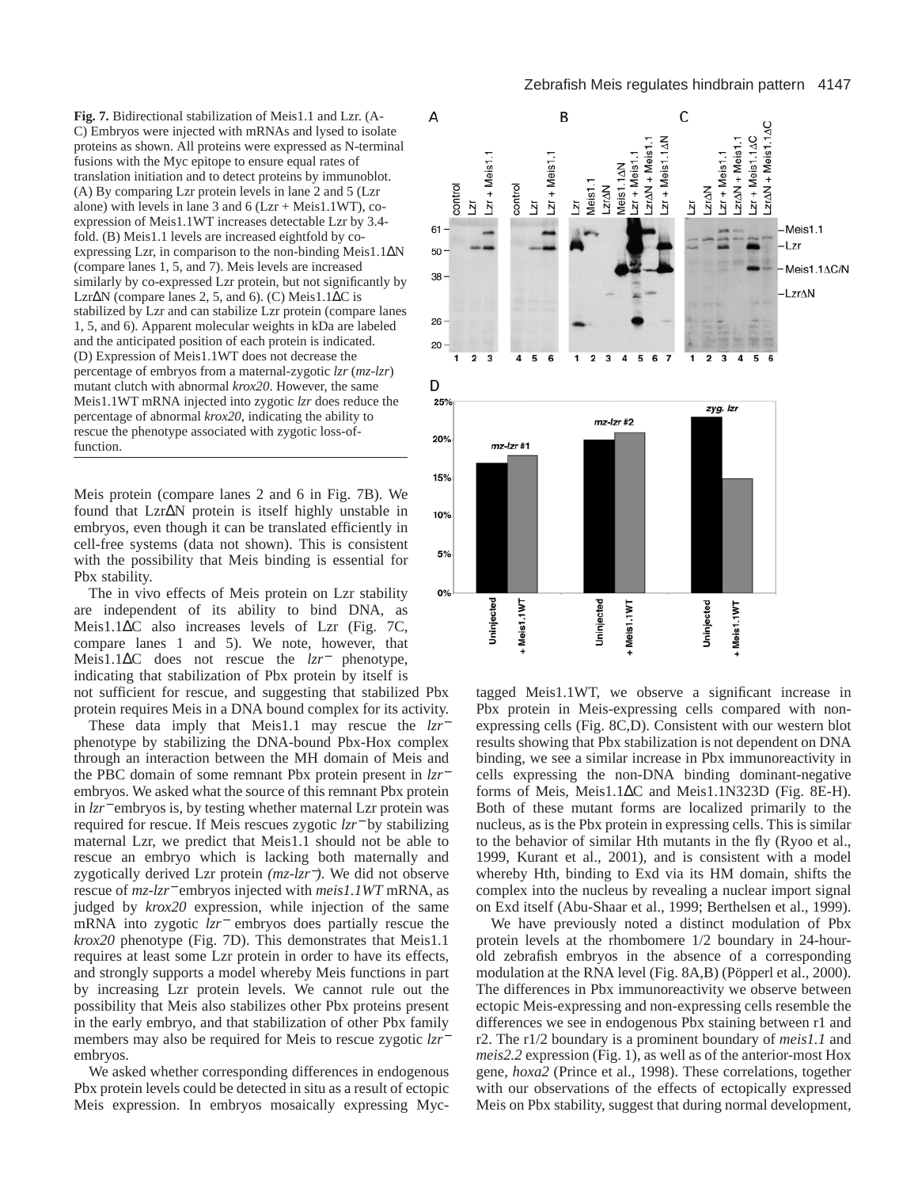**Fig. 7.** Bidirectional stabilization of Meis1.1 and Lzr. (A-C) Embryos were injected with mRNAs and lysed to isolate proteins as shown. All proteins were expressed as N-terminal fusions with the Myc epitope to ensure equal rates of translation initiation and to detect proteins by immunoblot. (A) By comparing Lzr protein levels in lane 2 and 5 (Lzr alone) with levels in lane 3 and 6 (Lzr + Meis1.1WT), co-expression of Meis1.1WT increases detectable Lzr by 3.4-fold. (B) Meis1.1 levels are increased eightfold by co-expressing Lzr, in comparison to the non-binding Meis1.1ΔN (compare lanes 1, 5, and 7). Meis levels are increased similarly by co-expressed Lzr protein, but not significantly by LzrΔN (compare lanes 2, 5, and 6). (C) Meis1.1ΔC is stabilized by Lzr and can stabilize Lzr protein (compare lanes 1, 5, and 6). Apparent molecular weights in kDa are labeled and the anticipated position of each protein is indicated. (D) Expression of Meis1.1WT does not decrease the percentage of embryos from a maternal-zygotic *lzr* (*mz-lzr*) mutant clutch with abnormal *krox20*. However, the same Meis1.1WT mRNA injected into zygotic *lzr* does reduce the percentage of abnormal *krox20*, indicating the ability to rescue the phenotype associated with zygotic loss-of-function.

Meis protein (compare lanes 2 and 6 in Fig. 7B). We found that LzrΔN protein is itself highly unstable in embryos, even though it can be translated efficiently in cell-free systems (data not shown). This is consistent with the possibility that Meis binding is essential for Pbx stability.

The in vivo effects of Meis protein on Lzr stability are independent of its ability to bind DNA, as Meis1.1ΔC also increases levels of Lzr (Fig. 7C, compare lanes 1 and 5). We note, however, that Meis1.1ΔC does not rescue the *lzr*<sup>−</sup> phenotype, indicating that stabilization of Pbx protein by itself is not sufficient for rescue, and suggesting that stabilized Pbx protein requires Meis in a DNA bound complex for its activity.

These data imply that Meis1.1 may rescue the *lzr*<sup>−</sup> phenotype by stabilizing the DNA-bound Pbx-Hox complex through an interaction between the MH domain of Meis and the PBC domain of some remnant Pbx protein present in *lzr*<sup>−</sup> embryos. We asked what the source of this remnant Pbx protein in *lzr*<sup>−</sup> embryos is, by testing whether maternal Lzr protein was required for rescue. If Meis rescues zygotic *lzr*<sup>−</sup> by stabilizing maternal Lzr, we predict that Meis1.1 should not be able to rescue an embryo which is lacking both maternally and zygotically derived Lzr protein *(mz-lzr*<sup>−</sup>*)*. We did not observe rescue of *mz-lzr*<sup>−</sup> embryos injected with *meis1.1WT* mRNA, as judged by *krox20* expression, while injection of the same mRNA into zygotic *lzr*<sup>−</sup> embryos does partially rescue the *krox20* phenotype (Fig. 7D). This demonstrates that Meis1.1 requires at least some Lzr protein in order to have its effects, and strongly supports a model whereby Meis functions in part by increasing Lzr protein levels. We cannot rule out the possibility that Meis also stabilizes other Pbx proteins present in the early embryo, and that stabilization of other Pbx family members may also be required for Meis to rescue zygotic *lzr*<sup>−</sup> embryos.

We asked whether corresponding differences in endogenous Pbx protein levels could be detected in situ as a result of ectopic Meis expression. In embryos mosaically expressing Myc-tagged Meis1.1WT, we observe a significant increase in Pbx protein in Meis-expressing cells compared with non-expressing cells (Fig. 8C,D). Consistent with our western blot results showing that Pbx stabilization is not dependent on DNA binding, we see a similar increase in Pbx immunoreactivity in cells expressing the non-DNA binding dominant-negative forms of Meis, Meis1.1ΔC and Meis1.1N323D (Fig. 8E-H). Both of these mutant forms are localized primarily to the nucleus, as is the Pbx protein in expressing cells. This is similar to the behavior of similar Hth mutants in the fly (Ryoo et al., 1999, Kurant et al., 2001), and is consistent with a model whereby Hth, binding to Exd via its HM domain, shifts the complex into the nucleus by revealing a nuclear import signal on Exd itself (Abu-Shaar et al., 1999; Berthelsen et al., 1999).

We have previously noted a distinct modulation of Pbx protein levels at the rhombomere 1/2 boundary in 24-hour-old zebrafish embryos in the absence of a corresponding modulation at the RNA level (Fig. 8A,B) (Pöpperl et al., 2000). The differences in Pbx immunoreactivity we observe between ectopic Meis-expressing and non-expressing cells resemble the differences we see in endogenous Pbx staining between r1 and r2. The r1/2 boundary is a prominent boundary of *meis1.1* and *meis2.2* expression (Fig. 1), as well as of the anterior-most Hox gene, *hoxa2* (Prince et al., 1998). These correlations, together with our observations of the effects of ectopically expressed Meis on Pbx stability, suggest that during normal development,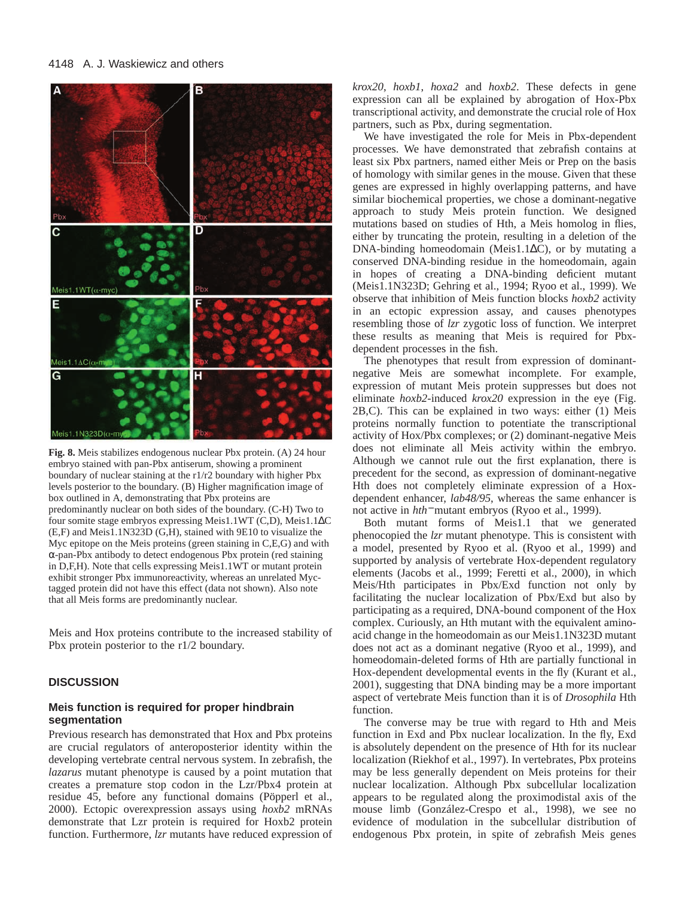**Fig. 8.** Meis stabilizes endogenous nuclear Pbx protein. (A) 24 hour embryo stained with pan-Pbx antiserum, showing a prominent boundary of nuclear staining at the r1/r2 boundary with higher Pbx levels posterior to the boundary. (B) Higher magnification image of box outlined in A, demonstrating that Pbx proteins are predominantly nuclear on both sides of the boundary. (C-H) Two to four somite stage embryos expressing Meis1.1WT (C,D), Meis1.1ΔC (E,F) and Meis1.1N323D (G,H), stained with 9E10 to visualize the Myc epitope on the Meis proteins (green staining in C,E,G) and with α-pan-Pbx antibody to detect endogenous Pbx protein (red staining in D,F,H). Note that cells expressing Meis1.1WT or mutant protein exhibit stronger Pbx immunoreactivity, whereas an unrelated Myc-tagged protein did not have this effect (data not shown). Also note that all Meis forms are predominantly nuclear.

Meis and Hox proteins contribute to the increased stability of Pbx protein posterior to the r1/2 boundary.

## DISCUSSION

### Meis function is required for proper hindbrain segmentation

Previous research has demonstrated that Hox and Pbx proteins are crucial regulators of anteroposterior identity within the developing vertebrate central nervous system. In zebrafish, the *lazarus* mutant phenotype is caused by a point mutation that creates a premature stop codon in the Lzr/Pbx4 protein at residue 45, before any functional domains (Pöpperl et al., 2000). Ectopic overexpression assays using *hoxb2* mRNAs demonstrate that Lzr protein is required for Hoxb2 protein function. Furthermore, *lzr* mutants have reduced expression of *krox20*, *hoxb1*, *hoxa2* and *hoxb2*. These defects in gene expression can all be explained by abrogation of Hox-Pbx transcriptional activity, and demonstrate the crucial role of Hox partners, such as Pbx, during segmentation.

We have investigated the role for Meis in Pbx-dependent processes. We have demonstrated that zebrafish contains at least six Pbx partners, named either Meis or Prep on the basis of homology with similar genes in the mouse. Given that these genes are expressed in highly overlapping patterns, and have similar biochemical properties, we chose a dominant-negative approach to study Meis protein function. We designed mutations based on studies of Hth, a Meis homolog in flies, either by truncating the protein, resulting in a deletion of the DNA-binding homeodomain (Meis1.1ΔC), or by mutating a conserved DNA-binding residue in the homeodomain, again in hopes of creating a DNA-binding deficient mutant (Meis1.1N323D; Gehring et al., 1994; Ryoo et al., 1999). We observe that inhibition of Meis function blocks *hoxb2* activity in an ectopic expression assay, and causes phenotypes resembling those of *lzr* zygotic loss of function. We interpret these results as meaning that Meis is required for Pbx-dependent processes in the fish.

The phenotypes that result from expression of dominant-negative Meis are somewhat incomplete. For example, expression of mutant Meis protein suppresses but does not eliminate *hoxb2*-induced *krox20* expression in the eye (Fig. 2B,C). This can be explained in two ways: either (1) Meis proteins normally function to potentiate the transcriptional activity of Hox/Pbx complexes; or (2) dominant-negative Meis does not eliminate all Meis activity within the embryo. Although we cannot rule out the first explanation, there is precedent for the second, as expression of dominant-negative Hth does not completely eliminate expression of a Hox-dependent enhancer, *lab48/95*, whereas the same enhancer is not active in *hth*$^{-}$mutant embryos (Ryoo et al., 1999).

Both mutant forms of Meis1.1 that we generated phenocopied the *lzr* mutant phenotype. This is consistent with a model, presented by Ryoo et al. (Ryoo et al., 1999) and supported by analysis of vertebrate Hox-dependent regulatory elements (Jacobs et al., 1999; Feretti et al., 2000), in which Meis/Hth participates in Pbx/Exd function not only by facilitating the nuclear localization of Pbx/Exd but also by participating as a required, DNA-bound component of the Hox complex. Curiously, an Hth mutant with the equivalent amino-acid change in the homeodomain as our Meis1.1N323D mutant does not act as a dominant negative (Ryoo et al., 1999), and homeodomain-deleted forms of Hth are partially functional in Hox-dependent developmental events in the fly (Kurant et al., 2001), suggesting that DNA binding may be a more important aspect of vertebrate Meis function than it is of *Drosophila* Hth function.

The converse may be true with regard to Hth and Meis function in Exd and Pbx nuclear localization. In the fly, Exd is absolutely dependent on the presence of Hth for its nuclear localization (Riekhof et al., 1997). In vertebrates, Pbx proteins may be less generally dependent on Meis proteins for their nuclear localization. Although Pbx subcellular localization appears to be regulated along the proximodistal axis of the mouse limb (González-Crespo et al., 1998), we see no evidence of modulation in the subcellular distribution of endogenous Pbx protein, in spite of zebrafish Meis genes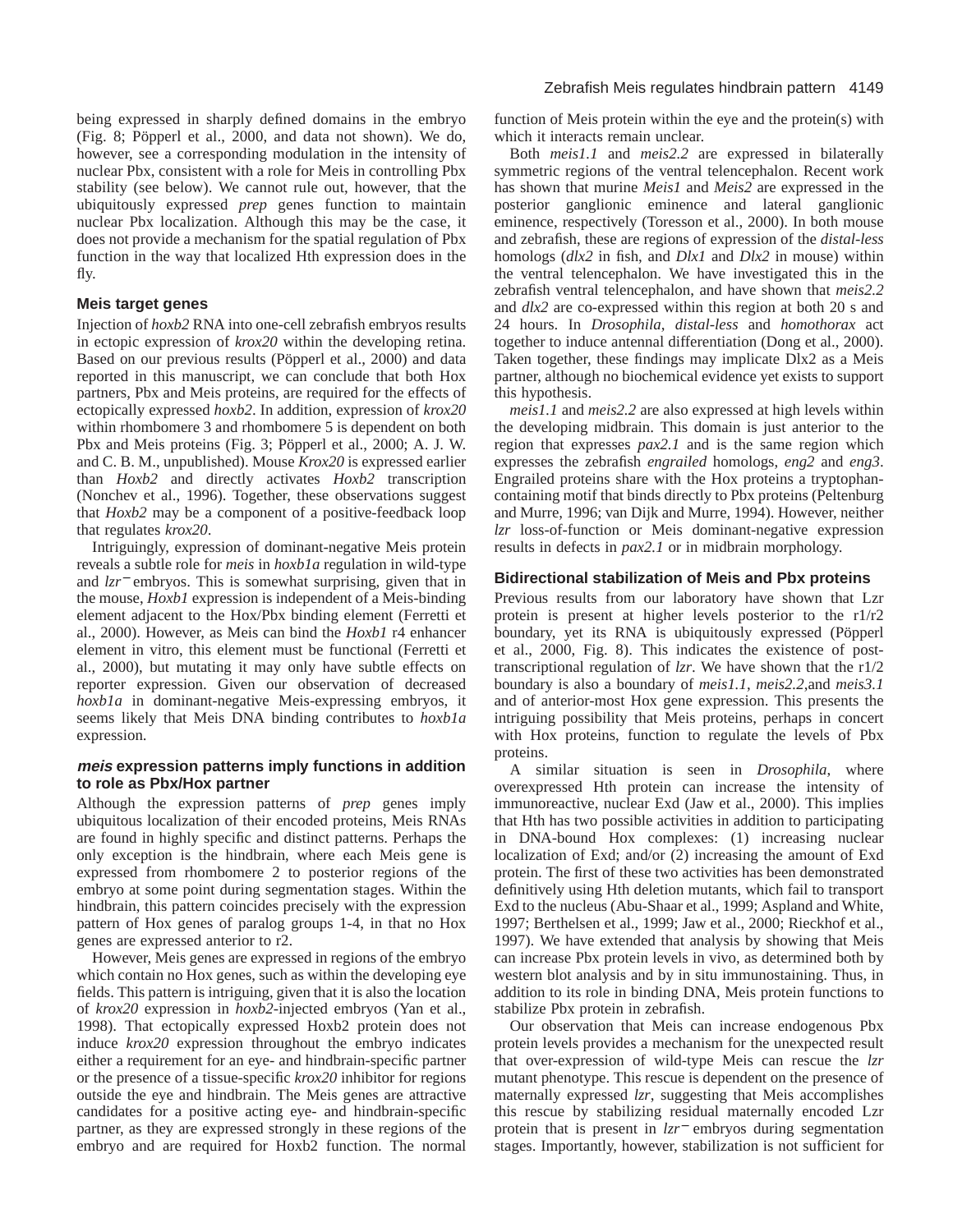being expressed in sharply defined domains in the embryo (Fig. 8; Pöpperl et al., 2000, and data not shown). We do, however, see a corresponding modulation in the intensity of nuclear Pbx, consistent with a role for Meis in controlling Pbx stability (see below). We cannot rule out, however, that the ubiquitously expressed *prep* genes function to maintain nuclear Pbx localization. Although this may be the case, it does not provide a mechanism for the spatial regulation of Pbx function in the way that localized Hth expression does in the fly.

### Meis target genes

Injection of *hoxb2* RNA into one-cell zebrafish embryos results in ectopic expression of *krox20* within the developing retina. Based on our previous results (Pöpperl et al., 2000) and data reported in this manuscript, we can conclude that both Hox partners, Pbx and Meis proteins, are required for the effects of ectopically expressed *hoxb2*. In addition, expression of *krox20* within rhombomere 3 and rhombomere 5 is dependent on both Pbx and Meis proteins (Fig. 3; Pöpperl et al., 2000; A. J. W. and C. B. M., unpublished). Mouse *Krox20* is expressed earlier than *Hoxb2* and directly activates *Hoxb2* transcription (Nonchev et al., 1996). Together, these observations suggest that *Hoxb2* may be a component of a positive-feedback loop that regulates *krox20*.

Intriguingly, expression of dominant-negative Meis protein reveals a subtle role for *meis* in *hoxb1a* regulation in wild-type and *lzr*$^-$ embryos. This is somewhat surprising, given that in the mouse, *Hoxb1* expression is independent of a Meis-binding element adjacent to the Hox/Pbx binding element (Ferretti et al., 2000). However, as Meis can bind the *Hoxb1* r4 enhancer element in vitro, this element must be functional (Ferretti et al., 2000), but mutating it may only have subtle effects on reporter expression. Given our observation of decreased *hoxb1a* in dominant-negative Meis-expressing embryos, it seems likely that Meis DNA binding contributes to *hoxb1a* expression.

### *meis* expression patterns imply functions in addition to role as Pbx/Hox partner

Although the expression patterns of *prep* genes imply ubiquitous localization of their encoded proteins, Meis RNAs are found in highly specific and distinct patterns. Perhaps the only exception is the hindbrain, where each Meis gene is expressed from rhombomere 2 to posterior regions of the embryo at some point during segmentation stages. Within the hindbrain, this pattern coincides precisely with the expression pattern of Hox genes of paralog groups 1-4, in that no Hox genes are expressed anterior to r2.

However, Meis genes are expressed in regions of the embryo which contain no Hox genes, such as within the developing eye fields. This pattern is intriguing, given that it is also the location of *krox20* expression in *hoxb2*-injected embryos (Yan et al., 1998). That ectopically expressed Hoxb2 protein does not induce *krox20* expression throughout the embryo indicates either a requirement for an eye- and hindbrain-specific partner or the presence of a tissue-specific *krox20* inhibitor for regions outside the eye and hindbrain. The Meis genes are attractive candidates for a positive acting eye- and hindbrain-specific partner, as they are expressed strongly in these regions of the embryo and are required for Hoxb2 function. The normal function of Meis protein within the eye and the protein(s) with which it interacts remain unclear.

Both *meis1.1* and *meis2.2* are expressed in bilaterally symmetric regions of the ventral telencephalon. Recent work has shown that murine *Meis1* and *Meis2* are expressed in the posterior ganglionic eminence and lateral ganglionic eminence, respectively (Toresson et al., 2000). In both mouse and zebrafish, these are regions of expression of the *distal-less* homologs (*dlx2* in fish, and *Dlx1* and *Dlx2* in mouse) within the ventral telencephalon. We have investigated this in the zebrafish ventral telencephalon, and have shown that *meis2.2* and *dlx2* are co-expressed within this region at both 20 s and 24 hours. In *Drosophila*, *distal-less* and *homothorax* act together to induce antennal differentiation (Dong et al., 2000). Taken together, these findings may implicate Dlx2 as a Meis partner, although no biochemical evidence yet exists to support this hypothesis.

*meis1.1* and *meis2.2* are also expressed at high levels within the developing midbrain. This domain is just anterior to the region that expresses *pax2.1* and is the same region which expresses the zebrafish *engrailed* homologs, *eng2* and *eng3*. Engrailed proteins share with the Hox proteins a tryptophan-containing motif that binds directly to Pbx proteins (Peltenburg and Murre, 1996; van Dijk and Murre, 1994). However, neither *lzr* loss-of-function or Meis dominant-negative expression results in defects in *pax2.1* or in midbrain morphology.

### Bidirectional stabilization of Meis and Pbx proteins

Previous results from our laboratory have shown that Lzr protein is present at higher levels posterior to the r1/r2 boundary, yet its RNA is ubiquitously expressed (Pöpperl et al., 2000, Fig. 8). This indicates the existence of post-transcriptional regulation of *lzr*. We have shown that the r1/2 boundary is also a boundary of *meis1.1*, *meis2.2*,and *meis3.1* and of anterior-most Hox gene expression. This presents the intriguing possibility that Meis proteins, perhaps in concert with Hox proteins, function to regulate the levels of Pbx proteins.

A similar situation is seen in *Drosophila*, where overexpressed Hth protein can increase the intensity of immunoreactive, nuclear Exd (Jaw et al., 2000). This implies that Hth has two possible activities in addition to participating in DNA-bound Hox complexes: (1) increasing nuclear localization of Exd; and/or (2) increasing the amount of Exd protein. The first of these two activities has been demonstrated definitively using Hth deletion mutants, which fail to transport Exd to the nucleus (Abu-Shaar et al., 1999; Aspland and White, 1997; Berthelsen et al., 1999; Jaw et al., 2000; Rieckhof et al., 1997). We have extended that analysis by showing that Meis can increase Pbx protein levels in vivo, as determined both by western blot analysis and by in situ immunostaining. Thus, in addition to its role in binding DNA, Meis protein functions to stabilize Pbx protein in zebrafish.

Our observation that Meis can increase endogenous Pbx protein levels provides a mechanism for the unexpected result that over-expression of wild-type Meis can rescue the *lzr* mutant phenotype. This rescue is dependent on the presence of maternally expressed *lzr*, suggesting that Meis accomplishes this rescue by stabilizing residual maternally encoded Lzr protein that is present in *lzr*$^-$ embryos during segmentation stages. Importantly, however, stabilization is not sufficient for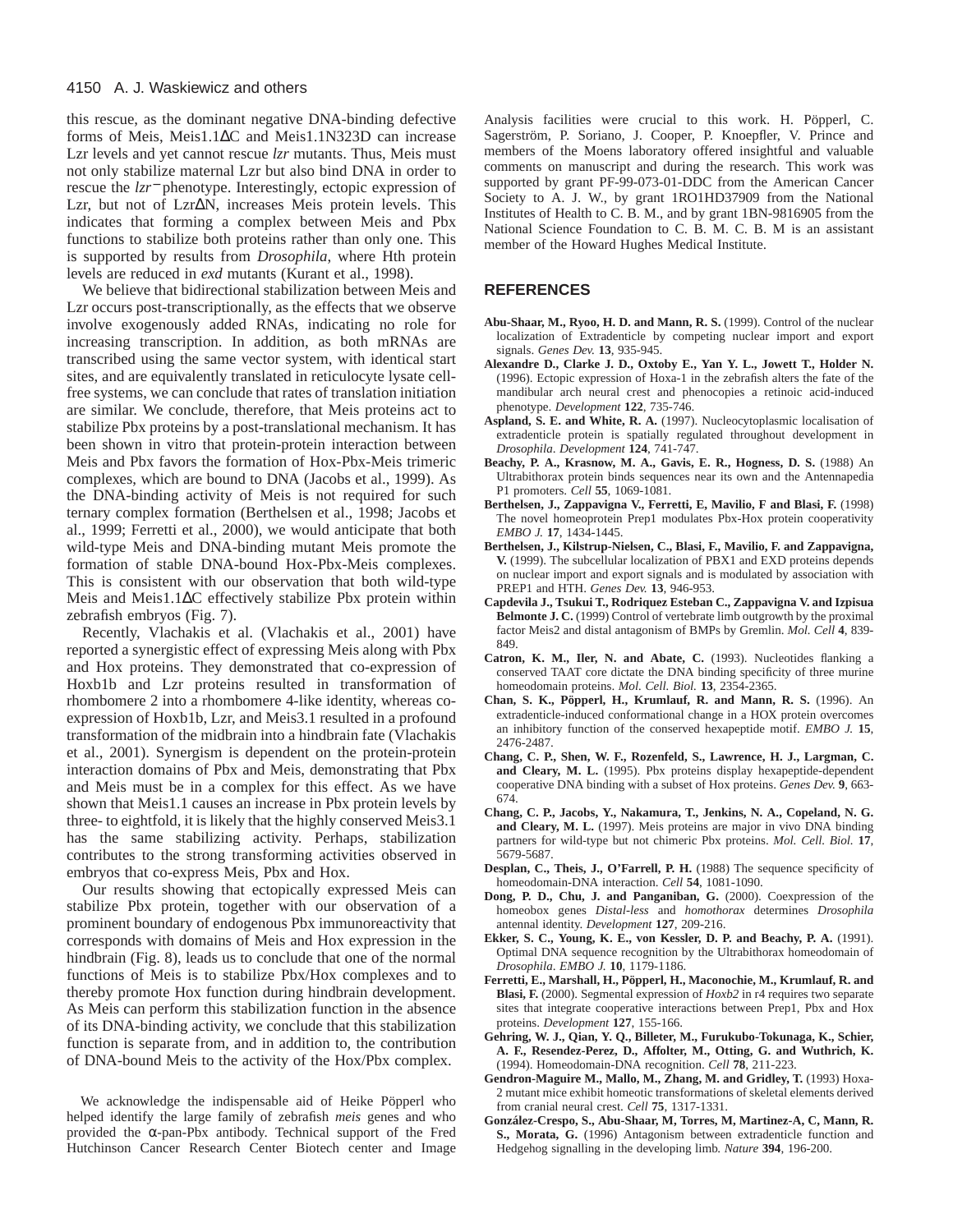this rescue, as the dominant negative DNA-binding defective forms of Meis, Meis1.1ΔC and Meis1.1N323D can increase Lzr levels and yet cannot rescue *lzr* mutants. Thus, Meis must not only stabilize maternal Lzr but also bind DNA in order to rescue the *lzr*$^{-}$ phenotype. Interestingly, ectopic expression of Lzr, but not of LzrΔN, increases Meis protein levels. This indicates that forming a complex between Meis and Pbx functions to stabilize both proteins rather than only one. This is supported by results from *Drosophila*, where Hth protein levels are reduced in *exd* mutants (Kurant et al., 1998).

We believe that bidirectional stabilization between Meis and Lzr occurs post-transcriptionally, as the effects that we observe involve exogenously added RNAs, indicating no role for increasing transcription. In addition, as both mRNAs are transcribed using the same vector system, with identical start sites, and are equivalently translated in reticulocyte lysate cell-free systems, we can conclude that rates of translation initiation are similar. We conclude, therefore, that Meis proteins act to stabilize Pbx proteins by a post-translational mechanism. It has been shown in vitro that protein-protein interaction between Meis and Pbx favors the formation of Hox-Pbx-Meis trimeric complexes, which are bound to DNA (Jacobs et al., 1999). As the DNA-binding activity of Meis is not required for such ternary complex formation (Berthelsen et al., 1998; Jacobs et al., 1999; Ferretti et al., 2000), we would anticipate that both wild-type Meis and DNA-binding mutant Meis promote the formation of stable DNA-bound Hox-Pbx-Meis complexes. This is consistent with our observation that both wild-type Meis and Meis1.1ΔC effectively stabilize Pbx protein within zebrafish embryos (Fig. 7).

Recently, Vlachakis et al. (Vlachakis et al., 2001) have reported a synergistic effect of expressing Meis along with Pbx and Hox proteins. They demonstrated that co-expression of Hoxb1b and Lzr proteins resulted in transformation of rhombomere 2 into a rhombomere 4-like identity, whereas co-expression of Hoxb1b, Lzr, and Meis3.1 resulted in a profound transformation of the midbrain into a hindbrain fate (Vlachakis et al., 2001). Synergism is dependent on the protein-protein interaction domains of Pbx and Meis, demonstrating that Pbx and Meis must be in a complex for this effect. As we have shown that Meis1.1 causes an increase in Pbx protein levels by three- to eightfold, it is likely that the highly conserved Meis3.1 has the same stabilizing activity. Perhaps, stabilization contributes to the strong transforming activities observed in embryos that co-express Meis, Pbx and Hox.

Our results showing that ectopically expressed Meis can stabilize Pbx protein, together with our observation of a prominent boundary of endogenous Pbx immunoreactivity that corresponds with domains of Meis and Hox expression in the hindbrain (Fig. 8), leads us to conclude that one of the normal functions of Meis is to stabilize Pbx/Hox complexes and to thereby promote Hox function during hindbrain development. As Meis can perform this stabilization function in the absence of its DNA-binding activity, we conclude that this stabilization function is separate from, and in addition to, the contribution of DNA-bound Meis to the activity of the Hox/Pbx complex.

We acknowledge the indispensable aid of Heike Pöpperl who helped identify the large family of zebrafish *meis* genes and who provided the α-pan-Pbx antibody. Technical support of the Fred Hutchinson Cancer Research Center Biotech center and Image Analysis facilities were crucial to this work. H. Pöpperl, C. Sagerström, P. Soriano, J. Cooper, P. Knoepfler, V. Prince and members of the Moens laboratory offered insightful and valuable comments on manuscript and during the research. This work was supported by grant PF-99-073-01-DDC from the American Cancer Society to A. J. W., by grant 1RO1HD37909 from the National Institutes of Health to C. B. M., and by grant 1BN-9816905 from the National Science Foundation to C. B. M. C. B. M is an assistant member of the Howard Hughes Medical Institute.

## REFERENCES

**Abu-Shaar, M., Ryoo, H. D. and Mann, R. S.** (1999). Control of the nuclear localization of Extradenticle by competing nuclear import and export signals. *Genes Dev.* **13**, 935-945.

**Alexandre D., Clarke J. D., Oxtoby E., Yan Y. L., Jowett T., Holder N.** (1996). Ectopic expression of Hoxa-1 in the zebrafish alters the fate of the mandibular arch neural crest and phenocopies a retinoic acid-induced phenotype. *Development* **122**, 735-746.

**Aspland, S. E. and White, R. A.** (1997). Nucleocytoplasmic localisation of extradenticle protein is spatially regulated throughout development in *Drosophila*. *Development* **124**, 741-747.

**Beachy, P. A., Krasnow, M. A., Gavis, E. R., Hogness, D. S.** (1988) An Ultrabithorax protein binds sequences near its own and the Antennapedia P1 promoters. *Cell* **55**, 1069-1081.

**Berthelsen, J., Zappavigna V., Ferretti, E, Mavilio, F and Blasi, F.** (1998) The novel homeoprotein Prep1 modulates Pbx-Hox protein cooperativity *EMBO J.* **17**, 1434-1445.

**Berthelsen, J., Kilstrup-Nielsen, C., Blasi, F., Mavilio, F. and Zappavigna, V.** (1999). The subcellular localization of PBX1 and EXD proteins depends on nuclear import and export signals and is modulated by association with PREP1 and HTH. *Genes Dev.* **13**, 946-953.

**Capdevila J., Tsukui T., Rodriquez Esteban C., Zappavigna V. and Izpisua Belmonte J. C.** (1999) Control of vertebrate limb outgrowth by the proximal factor Meis2 and distal antagonism of BMPs by Gremlin. *Mol. Cell* **4**, 839-849.

**Catron, K. M., Iler, N. and Abate, C.** (1993). Nucleotides flanking a conserved TAAT core dictate the DNA binding specificity of three murine homeodomain proteins. *Mol. Cell. Biol.* **13**, 2354-2365.

**Chan, S. K., Pöpperl, H., Krumlauf, R. and Mann, R. S.** (1996). An extradenticle-induced conformational change in a HOX protein overcomes an inhibitory function of the conserved hexapeptide motif. *EMBO J.* **15**, 2476-2487.

**Chang, C. P., Shen, W. F., Rozenfeld, S., Lawrence, H. J., Largman, C. and Cleary, M. L.** (1995). Pbx proteins display hexapeptide-dependent cooperative DNA binding with a subset of Hox proteins. *Genes Dev.* **9**, 663-674.

**Chang, C. P., Jacobs, Y., Nakamura, T., Jenkins, N. A., Copeland, N. G. and Cleary, M. L.** (1997). Meis proteins are major in vivo DNA binding partners for wild-type but not chimeric Pbx proteins. *Mol. Cell. Biol.* **17**, 5679-5687.

**Desplan, C., Theis, J., O'Farrell, P. H.** (1988) The sequence specificity of homeodomain-DNA interaction. *Cell* **54**, 1081-1090.

**Dong, P. D., Chu, J. and Panganiban, G.** (2000). Coexpression of the homeobox genes *Distal-less* and *homothorax* determines *Drosophila* antennal identity. *Development* **127**, 209-216.

**Ekker, S. C., Young, K. E., von Kessler, D. P. and Beachy, P. A.** (1991). Optimal DNA sequence recognition by the Ultrabithorax homeodomain of *Drosophila*. *EMBO J.* **10**, 1179-1186.

**Ferretti, E., Marshall, H., Pöpperl, H., Maconochie, M., Krumlauf, R. and Blasi, F.** (2000). Segmental expression of *Hoxb2* in r4 requires two separate sites that integrate cooperative interactions between Prep1, Pbx and Hox proteins. *Development* **127**, 155-166.

**Gehring, W. J., Qian, Y. Q., Billeter, M., Furukubo-Tokunaga, K., Schier, A. F., Resendez-Perez, D., Affolter, M., Otting, G. and Wuthrich, K.** (1994). Homeodomain-DNA recognition. *Cell* **78**, 211-223.

**Gendron-Maguire M., Mallo, M., Zhang, M. and Gridley, T.** (1993) Hoxa-2 mutant mice exhibit homeotic transformations of skeletal elements derived from cranial neural crest. *Cell* **75**, 1317-1331.

**González-Crespo, S., Abu-Shaar, M, Torres, M, Martinez-A, C, Mann, R. S., Morata, G.** (1996) Antagonism between extradenticle function and Hedgehog signalling in the developing limb. *Nature* **394**, 196-200.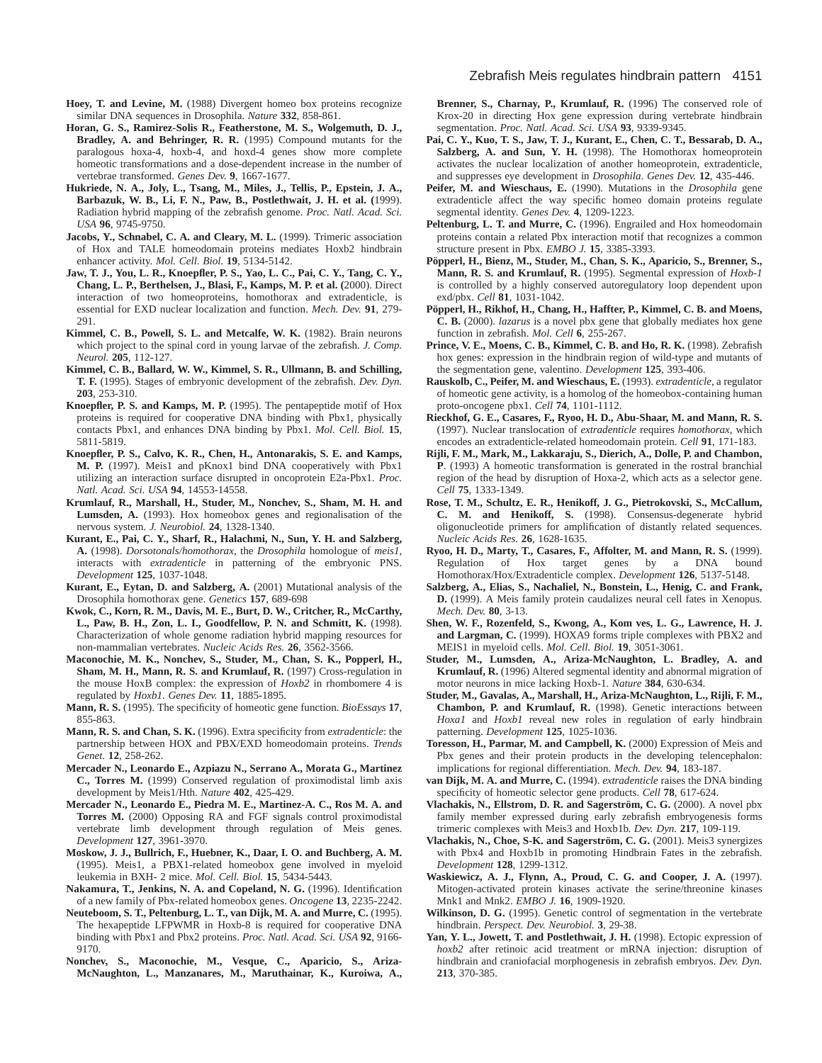**Hoey, T. and Levine, M.** (1988) Divergent homeo box proteins recognize similar DNA sequences in Drosophila. *Nature* **332**, 858-861.

**Horan, G. S., Ramirez-Solis R., Featherstone, M. S., Wolgemuth, D. J., Bradley, A. and Behringer, R. R.** (1995) Compound mutants for the paralogous hoxa-4, hoxb-4, and hoxd-4 genes show more complete homeotic transformations and a dose-dependent increase in the number of vertebrae transformed. *Genes Dev.* **9**, 1667-1677.

**Hukriede, N. A., Joly, L., Tsang, M., Miles, J., Tellis, P., Epstein, J. A., Barbazuk, W. B., Li, F. N., Paw, B., Postlethwait, J. H. et al. (**1999). Radiation hybrid mapping of the zebrafish genome. *Proc. Natl. Acad. Sci. USA* **96**, 9745-9750.

**Jacobs, Y., Schnabel, C. A. and Cleary, M. L.** (1999). Trimeric association of Hox and TALE homeodomain proteins mediates Hoxb2 hindbrain enhancer activity. *Mol. Cell. Biol.* **19**, 5134-5142.

**Jaw, T. J., You, L. R., Knoepfler, P. S., Yao, L. C., Pai, C. Y., Tang, C. Y., Chang, L. P., Berthelsen, J., Blasi, F., Kamps, M. P. et al. (**2000). Direct interaction of two homeoproteins, homothorax and extradenticle, is essential for EXD nuclear localization and function. *Mech. Dev.* **91**, 279-291.

**Kimmel, C. B., Powell, S. L. and Metcalfe, W. K.** (1982). Brain neurons which project to the spinal cord in young larvae of the zebrafish. *J. Comp. Neurol.* **205**, 112-127.

**Kimmel, C. B., Ballard, W. W., Kimmel, S. R., Ullmann, B. and Schilling, T. F.** (1995). Stages of embryonic development of the zebrafish. *Dev. Dyn.* **203**, 253-310.

**Knoepfler, P. S. and Kamps, M. P.** (1995). The pentapeptide motif of Hox proteins is required for cooperative DNA binding with Pbx1, physically contacts Pbx1, and enhances DNA binding by Pbx1. *Mol. Cell. Biol.* **15**, 5811-5819.

**Knoepfler, P. S., Calvo, K. R., Chen, H., Antonarakis, S. E. and Kamps, M. P.** (1997). Meis1 and pKnox1 bind DNA cooperatively with Pbx1 utilizing an interaction surface disrupted in oncoprotein E2a-Pbx1. *Proc. Natl. Acad. Sci. USA* **94**, 14553-14558.

**Krumlauf, R., Marshall, H., Studer, M., Nonchev, S., Sham, M. H. and Lumsden, A.** (1993). Hox homeobox genes and regionalisation of the nervous system. *J. Neurobiol.* **24**, 1328-1340.

**Kurant, E., Pai, C. Y., Sharf, R., Halachmi, N., Sun, Y. H. and Salzberg, A.** (1998). *Dorsotonals/homothorax*, the *Drosophila* homologue of *meis1*, interacts with *extradenticle* in patterning of the embryonic PNS. *Development* **125**, 1037-1048.

**Kurant, E., Eytan, D. and Salzberg, A.** (2001) Mutational analysis of the Drosophila homothorax gene. *Genetics* **157**, 689-698

**Kwok, C., Korn, R. M., Davis, M. E., Burt, D. W., Critcher, R., McCarthy, L., Paw, B. H., Zon, L. I., Goodfellow, P. N. and Schmitt, K.** (1998). Characterization of whole genome radiation hybrid mapping resources for non-mammalian vertebrates. *Nucleic Acids Res.* **26**, 3562-3566.

**Maconochie, M. K., Nonchev, S., Studer, M., Chan, S. K., Popperl, H., Sham, M. H., Mann, R. S. and Krumlauf, R.** (1997) Cross-regulation in the mouse HoxB complex: the expression of *Hoxb2* in rhombomere 4 is regulated by *Hoxb1*. *Genes Dev.* **11**, 1885-1895.

**Mann, R. S.** (1995). The specificity of homeotic gene function. *BioEssays* **17**, 855-863.

**Mann, R. S. and Chan, S. K.** (1996). Extra specificity from *extradenticle*: the partnership between HOX and PBX/EXD homeodomain proteins. *Trends Genet.* **12**, 258-262.

**Mercader N., Leonardo E., Azpiazu N., Serrano A., Morata G., Martinez C., Torres M.** (1999) Conserved regulation of proximodistal limb axis development by Meis1/Hth. *Nature* **402**, 425-429.

**Mercader N., Leonardo E., Piedra M. E., Martinez-A. C., Ros M. A. and Torres M.** (2000) Opposing RA and FGF signals control proximodistal vertebrate limb development through regulation of Meis genes. *Development* **127**, 3961-3970.

**Moskow, J. J., Bullrich, F., Huebner, K., Daar, I. O. and Buchberg, A. M.** (1995). Meis1, a PBX1-related homeobox gene involved in myeloid leukemia in BXH- 2 mice. *Mol. Cell. Biol.* **15**, 5434-5443.

**Nakamura, T., Jenkins, N. A. and Copeland, N. G.** (1996). Identification of a new family of Pbx-related homeobox genes. *Oncogene* **13**, 2235-2242.

**Neuteboom, S. T., Peltenburg, L. T., van Dijk, M. A. and Murre, C.** (1995). The hexapeptide LFPWMR in Hoxb-8 is required for cooperative DNA binding with Pbx1 and Pbx2 proteins. *Proc. Natl. Acad. Sci. USA* **92**, 9166-9170.

**Nonchev, S., Maconochie, M., Vesque, C., Aparicio, S., Ariza-McNaughton, L., Manzanares, M., Maruthainar, K., Kuroiwa, A., Brenner, S., Charnay, P., Krumlauf, R.** (1996) The conserved role of Krox-20 in directing Hox gene expression during vertebrate hindbrain segmentation. *Proc. Natl. Acad. Sci. USA* **93**, 9339-9345.

**Pai, C. Y., Kuo, T. S., Jaw, T. J., Kurant, E., Chen, C. T., Bessarab, D. A., Salzberg, A. and Sun, Y. H.** (1998). The Homothorax homeoprotein activates the nuclear localization of another homeoprotein, extradenticle, and suppresses eye development in *Drosophila*. *Genes Dev.* **12**, 435-446.

**Peifer, M. and Wieschaus, E.** (1990). Mutations in the *Drosophila* gene extradenticle affect the way specific homeo domain proteins regulate segmental identity. *Genes Dev.* **4**, 1209-1223.

**Peltenburg, L. T. and Murre, C.** (1996). Engrailed and Hox homeodomain proteins contain a related Pbx interaction motif that recognizes a common structure present in Pbx. *EMBO J.* **15**, 3385-3393.

**Pöpperl, H., Bienz, M., Studer, M., Chan, S. K., Aparicio, S., Brenner, S., Mann, R. S. and Krumlauf, R.** (1995). Segmental expression of *Hoxb-1* is controlled by a highly conserved autoregulatory loop dependent upon exd/pbx. *Cell* **81**, 1031-1042.

**Pöpperl, H., Rikhof, H., Chang, H., Haffter, P., Kimmel, C. B. and Moens, C. B.** (2000). *lazarus* is a novel pbx gene that globally mediates hox gene function in zebrafish. *Mol. Cell* **6**, 255-267.

**Prince, V. E., Moens, C. B., Kimmel, C. B. and Ho, R. K.** (1998). Zebrafish hox genes: expression in the hindbrain region of wild-type and mutants of the segmentation gene, valentino. *Development* **125**, 393-406.

**Rauskolb, C., Peifer, M. and Wieschaus, E.** (1993). *extradenticle*, a regulator of homeotic gene activity, is a homolog of the homeobox-containing human proto-oncogene pbx1. *Cell* **74**, 1101-1112.

**Rieckhof, G. E., Casares, F., Ryoo, H. D., Abu-Shaar, M. and Mann, R. S.** (1997). Nuclear translocation of *extradenticle* requires *homothorax*, which encodes an extradenticle-related homeodomain protein. *Cell* **91**, 171-183.

**Rijli, F. M., Mark, M., Lakkaraju, S., Dierich, A., Dolle, P. and Chambon, P**. (1993) A homeotic transformation is generated in the rostral branchial region of the head by disruption of Hoxa-2, which acts as a selector gene. *Cell* **75**, 1333-1349.

**Rose, T. M., Schultz, E. R., Henikoff, J. G., Pietrokovski, S., McCallum, C. M. and Henikoff, S.** (1998). Consensus-degenerate hybrid oligonucleotide primers for amplification of distantly related sequences. *Nucleic Acids Res.* **26**, 1628-1635.

**Ryoo, H. D., Marty, T., Casares, F., Affolter, M. and Mann, R. S.** (1999). Regulation of Hox target genes by a DNA bound Homothorax/Hox/Extradenticle complex. *Development* **126**, 5137-5148.

**Salzberg, A., Elias, S., Nachaliel, N., Bonstein, L., Henig, C. and Frank, D.** (1999). A Meis family protein caudalizes neural cell fates in Xenopus. *Mech. Dev.* **80**, 3-13.

**Shen, W. F., Rozenfeld, S., Kwong, A., Kom ves, L. G., Lawrence, H. J. and Largman, C.** (1999). HOXA9 forms triple complexes with PBX2 and MEIS1 in myeloid cells. *Mol. Cell. Biol.* **19**, 3051-3061.

**Studer, M., Lumsden, A., Ariza-McNaughton, L. Bradley, A. and Krumlauf, R.** (1996) Altered segmental identity and abnormal migration of motor neurons in mice lacking Hoxb-1. *Nature* **384**, 630-634.

**Studer, M., Gavalas, A., Marshall, H., Ariza-McNaughton, L., Rijli, F. M., Chambon, P. and Krumlauf, R.** (1998). Genetic interactions between *Hoxa1* and *Hoxb1* reveal new roles in regulation of early hindbrain patterning. *Development* **125**, 1025-1036.

**Toresson, H., Parmar, M. and Campbell, K.** (2000) Expression of Meis and Pbx genes and their protein products in the developing telencephalon: implications for regional differentiation. *Mech. Dev.* **94**, 183-187.

**van Dijk, M. A. and Murre, C.** (1994). *extradenticle* raises the DNA binding specificity of homeotic selector gene products. *Cell* **78**, 617-624.

**Vlachakis, N., Ellstrom, D. R. and Sagerström, C. G.** (2000). A novel pbx family member expressed during early zebrafish embryogenesis forms trimeric complexes with Meis3 and Hoxb1b. *Dev. Dyn.* **217**, 109-119.

**Vlachakis, N., Choe, S-K. and Sagerström, C. G.** (2001). Meis3 synergizes with Pbx4 and Hoxb1b in promoting Hindbrain Fates in the zebrafish. *Development* **128**, 1299-1312.

**Waskiewicz, A. J., Flynn, A., Proud, C. G. and Cooper, J. A.** (1997). Mitogen-activated protein kinases activate the serine/threonine kinases Mnk1 and Mnk2. *EMBO J.* **16**, 1909-1920.

**Wilkinson, D. G.** (1995). Genetic control of segmentation in the vertebrate hindbrain. *Perspect. Dev. Neurobiol.* **3**, 29-38.

**Yan, Y. L., Jowett, T. and Postlethwait, J. H.** (1998). Ectopic expression of *hoxb2* after retinoic acid treatment or mRNA injection: disruption of hindbrain and craniofacial morphogenesis in zebrafish embryos. *Dev. Dyn.* **213**, 370-385.